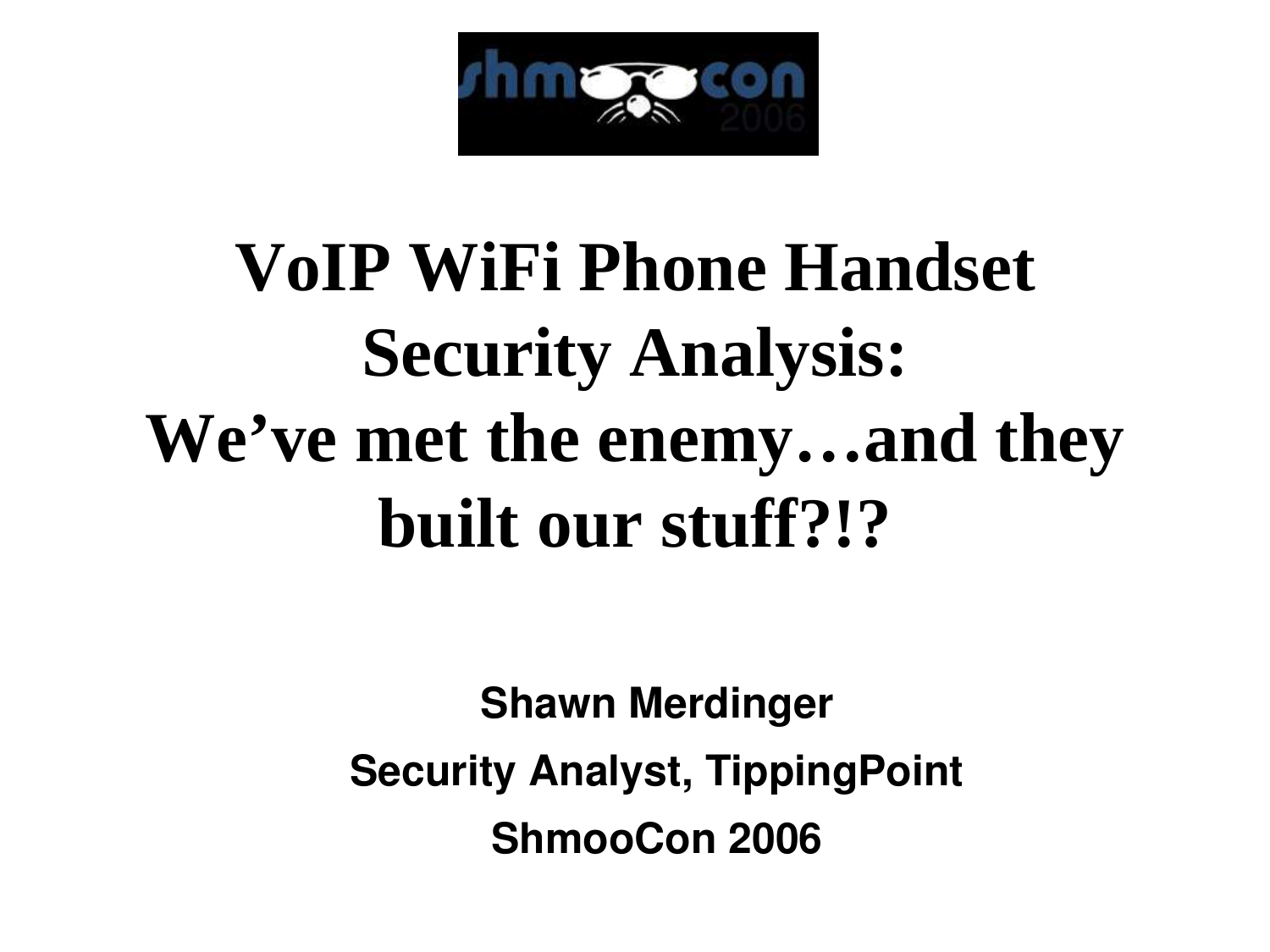# VoIP WiFi Phone Handset Security Analysis: We've met the enemy…and they built our stuff?!?

**Shawn Merdinger**

**Security Analyst, TippingPoint**

**ShmooCon 2006**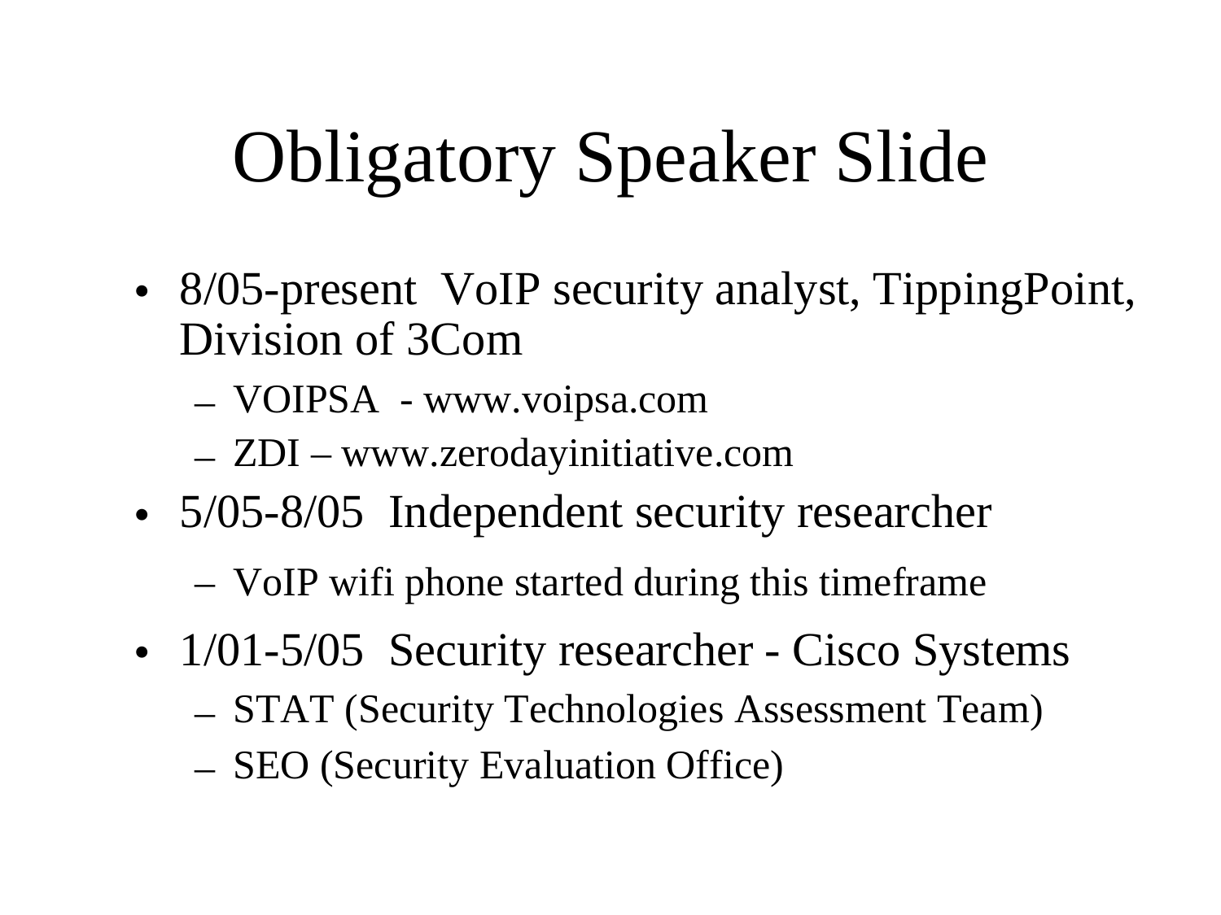# Obligatory Speaker Slide

- 8/05-present VoIP security analyst, TippingPoint, Division of 3Com
  - VOIPSA - www.voipsa.com
  - ZDI – www.zerodayinitiative.com
- 5/05-8/05 Independent security researcher
  - VoIP wifi phone started during this timeframe
- 1/01-5/05 Security researcher - Cisco Systems
  - STAT (Security Technologies Assessment Team)
  - SEO (Security Evaluation Office)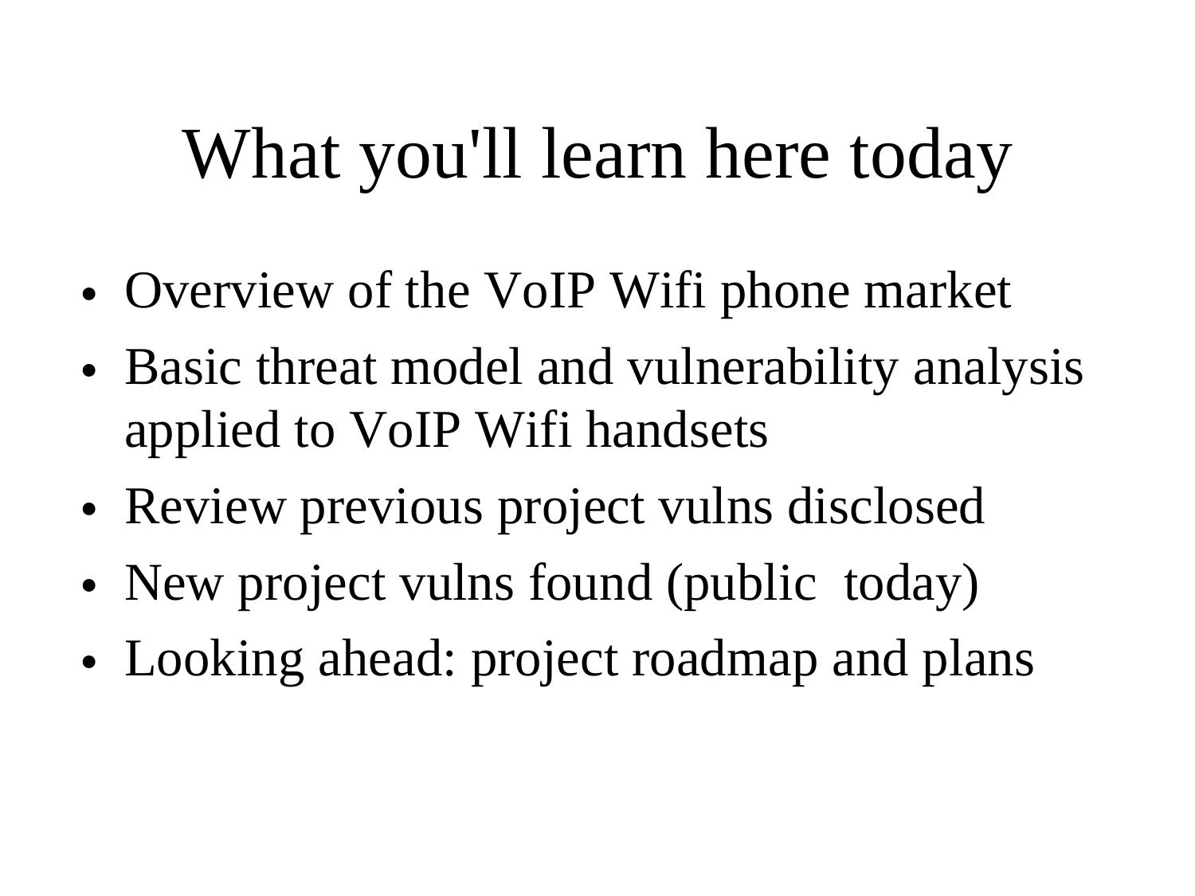# What you'll learn here today

- Overview of the VoIP Wifi phone market
- Basic threat model and vulnerability analysis applied to VoIP Wifi handsets
- Review previous project vulns disclosed
- New project vulns found (public today)
- Looking ahead: project roadmap and plans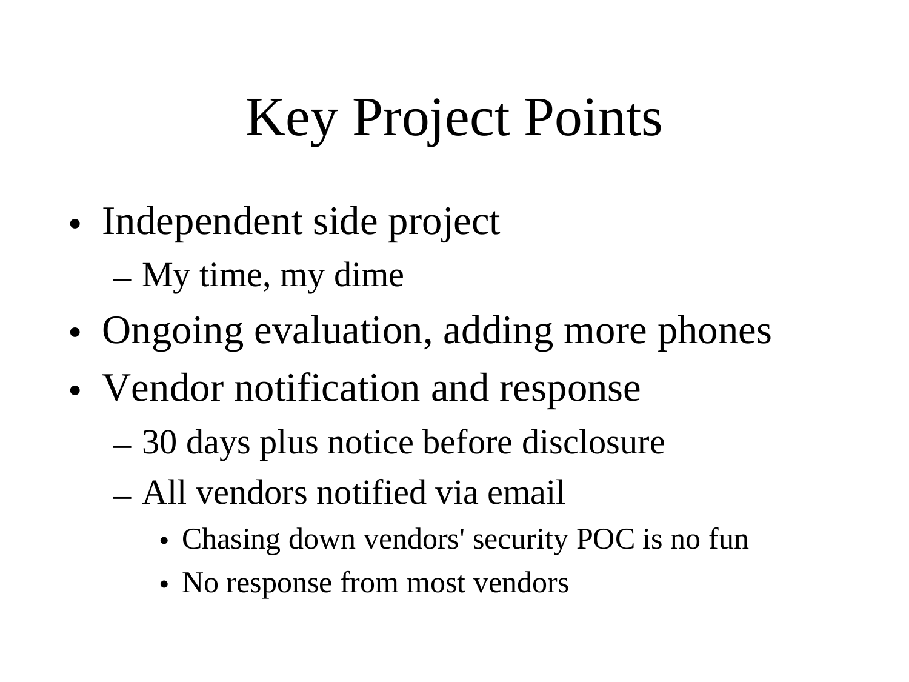# Key Project Points

- Independent side project
  - My time, my dime
- Ongoing evaluation, adding more phones
- Vendor notification and response
  - 30 days plus notice before disclosure
  - All vendors notified via email
    - Chasing down vendors' security POC is no fun
    - No response from most vendors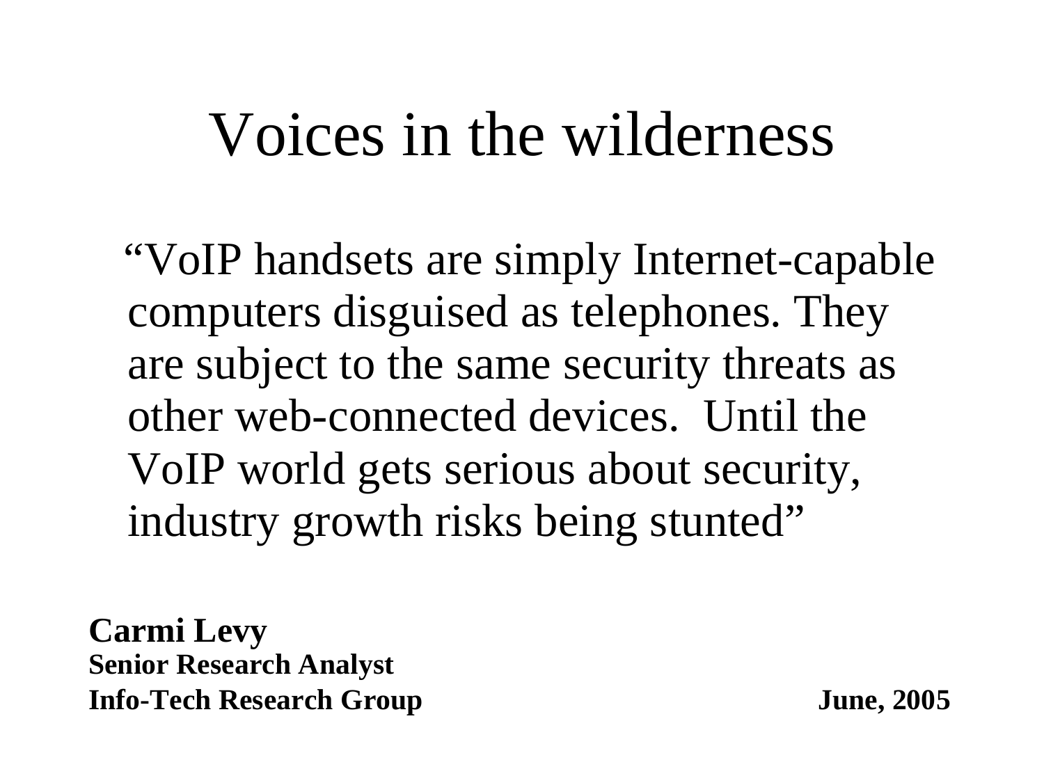# Voices in the wilderness

"VoIP handsets are simply Internet-capable computers disguised as telephones. They are subject to the same security threats as other web-connected devices.  Until the VoIP world gets serious about security, industry growth risks being stunted"

**Carmi Levy**
**Senior Research Analyst**
**Info-Tech Research Group**

**June, 2005**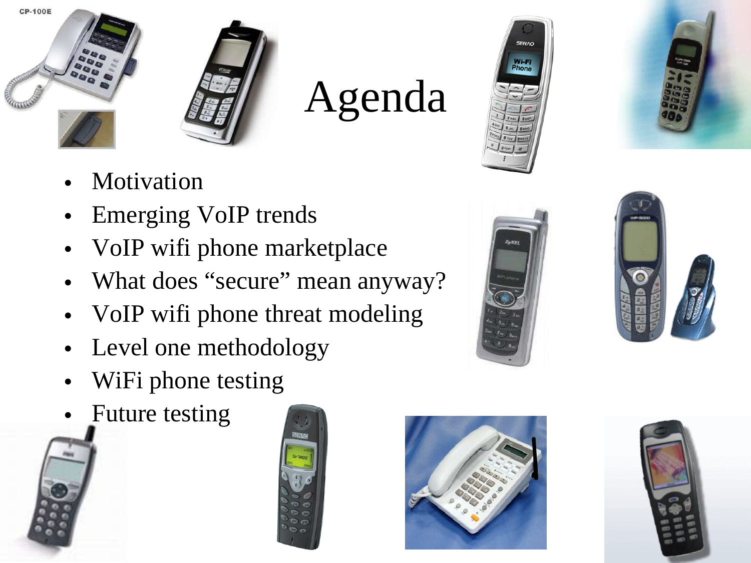# Agenda

- Motivation
- Emerging VoIP trends
- VoIP wifi phone marketplace
- What does “secure” mean anyway?
- VoIP wifi phone threat modeling
- Level one methodology
- WiFi phone testing
- Future testing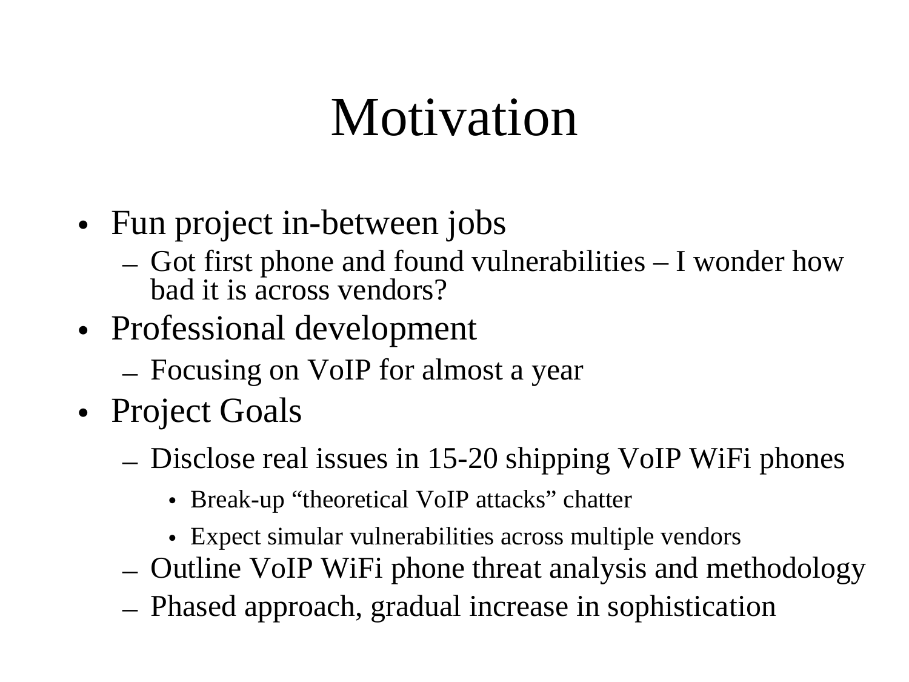# Motivation

- Fun project in-between jobs
  - Got first phone and found vulnerabilities – I wonder how bad it is across vendors?
- Professional development
  - Focusing on VoIP for almost a year
- Project Goals
  - Disclose real issues in 15-20 shipping VoIP WiFi phones
    - Break-up "theoretical VoIP attacks" chatter
    - Expect simular vulnerabilities across multiple vendors
  - Outline VoIP WiFi phone threat analysis and methodology
  - Phased approach, gradual increase in sophistication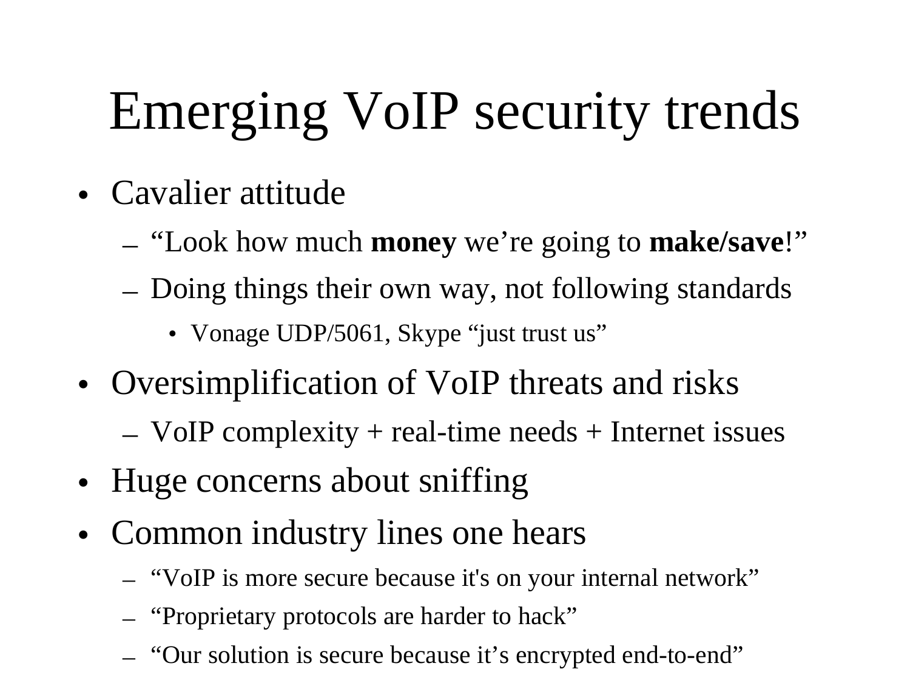# Emerging VoIP security trends

- Cavalier attitude
  - “Look how much **money** we’re going to **make/save**!”
  - Doing things their own way, not following standards
    - Vonage UDP/5061, Skype “just trust us”
- Oversimplification of VoIP threats and risks
  - VoIP complexity + real-time needs + Internet issues
- Huge concerns about sniffing
- Common industry lines one hears
  - “VoIP is more secure because it's on your internal network”
  - “Proprietary protocols are harder to hack”
  - “Our solution is secure because it’s encrypted end-to-end”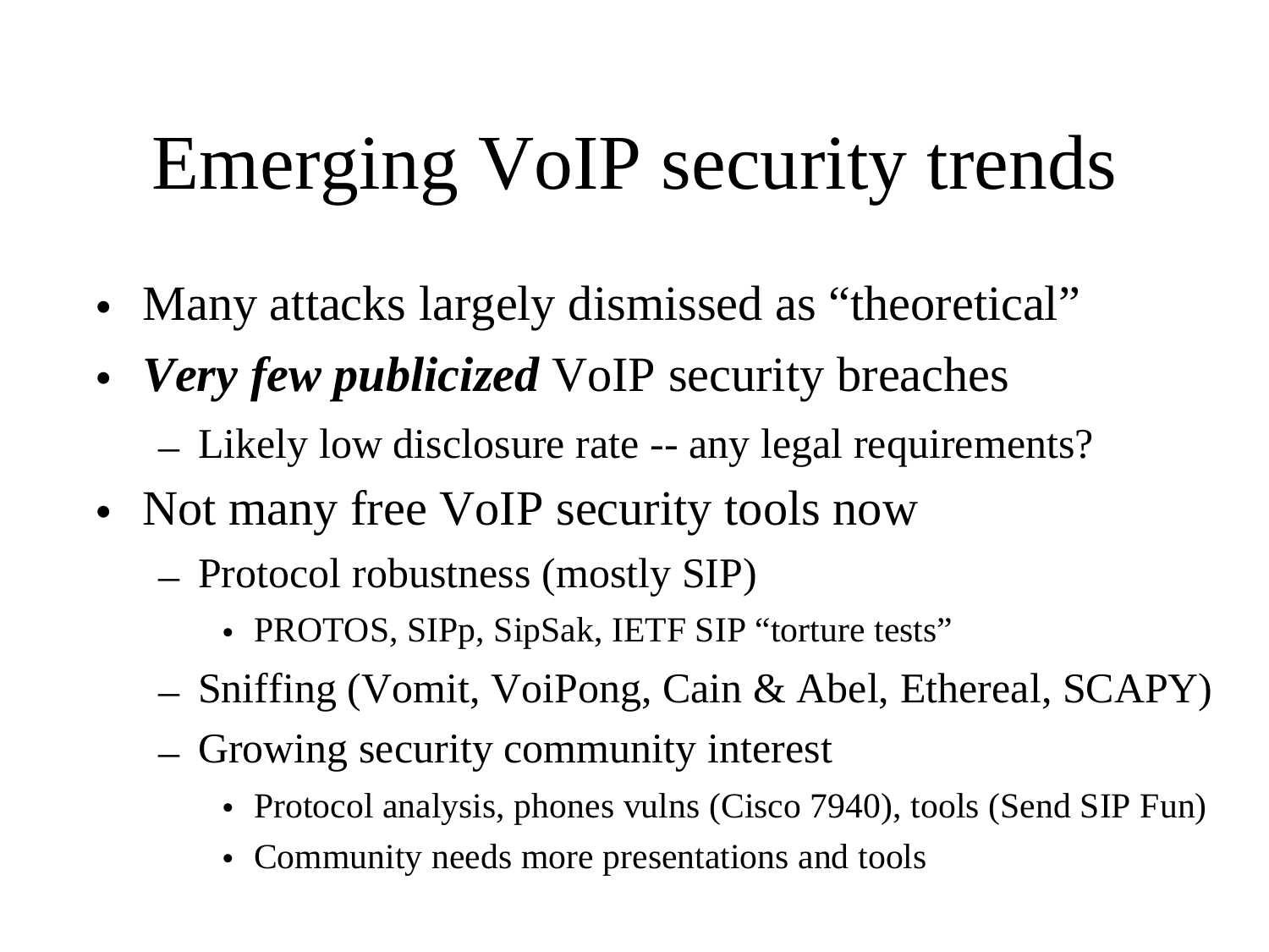# Emerging VoIP security trends

- Many attacks largely dismissed as "theoretical"
- ***Very few publicized*** VoIP security breaches
  - Likely low disclosure rate -- any legal requirements?
- Not many free VoIP security tools now
  - Protocol robustness (mostly SIP)
    - PROTOS, SIPp, SipSak, IETF SIP "torture tests"
  - Sniffing (Vomit, VoiPong, Cain & Abel, Ethereal, SCAPY)
  - Growing security community interest
    - Protocol analysis, phones vulns (Cisco 7940), tools (Send SIP Fun)
    - Community needs more presentations and tools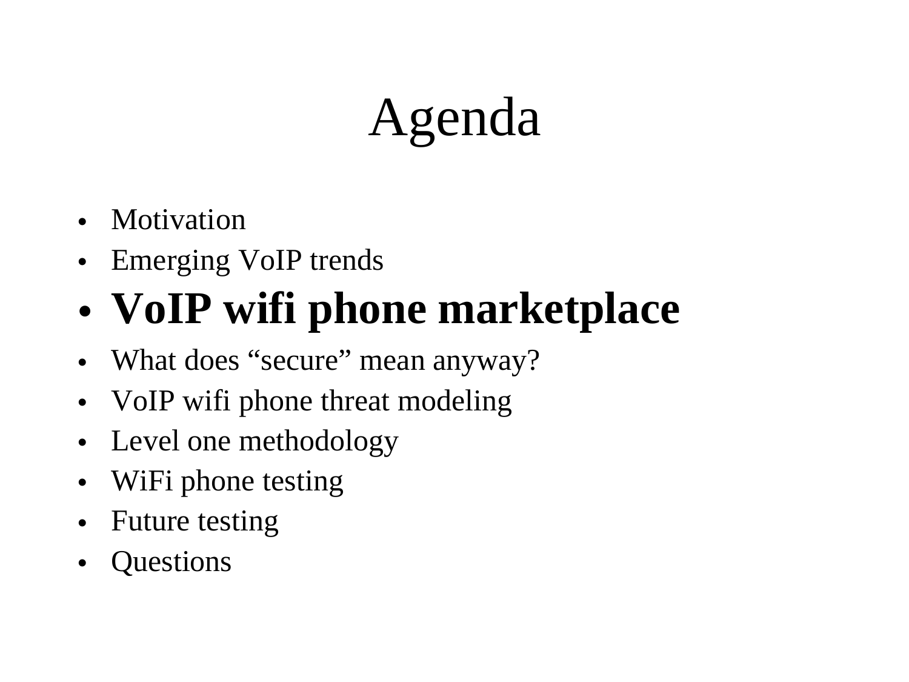# Agenda

- Motivation
- Emerging VoIP trends
- **VoIP wifi phone marketplace**
- What does “secure” mean anyway?
- VoIP wifi phone threat modeling
- Level one methodology
- WiFi phone testing
- Future testing
- Questions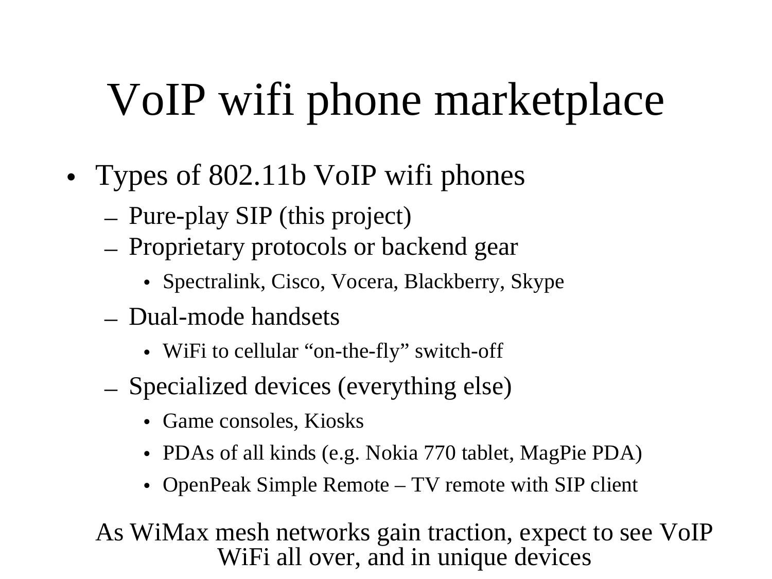# VoIP wifi phone marketplace

- Types of 802.11b VoIP wifi phones
  - Pure-play SIP (this project)
  - Proprietary protocols or backend gear
    - Spectralink, Cisco, Vocera, Blackberry, Skype
  - Dual-mode handsets
    - WiFi to cellular "on-the-fly" switch-off
  - Specialized devices (everything else)
    - Game consoles, Kiosks
    - PDAs of all kinds (e.g. Nokia 770 tablet, MagPie PDA)
    - OpenPeak Simple Remote – TV remote with SIP client

As WiMax mesh networks gain traction, expect to see VoIP WiFi all over, and in unique devices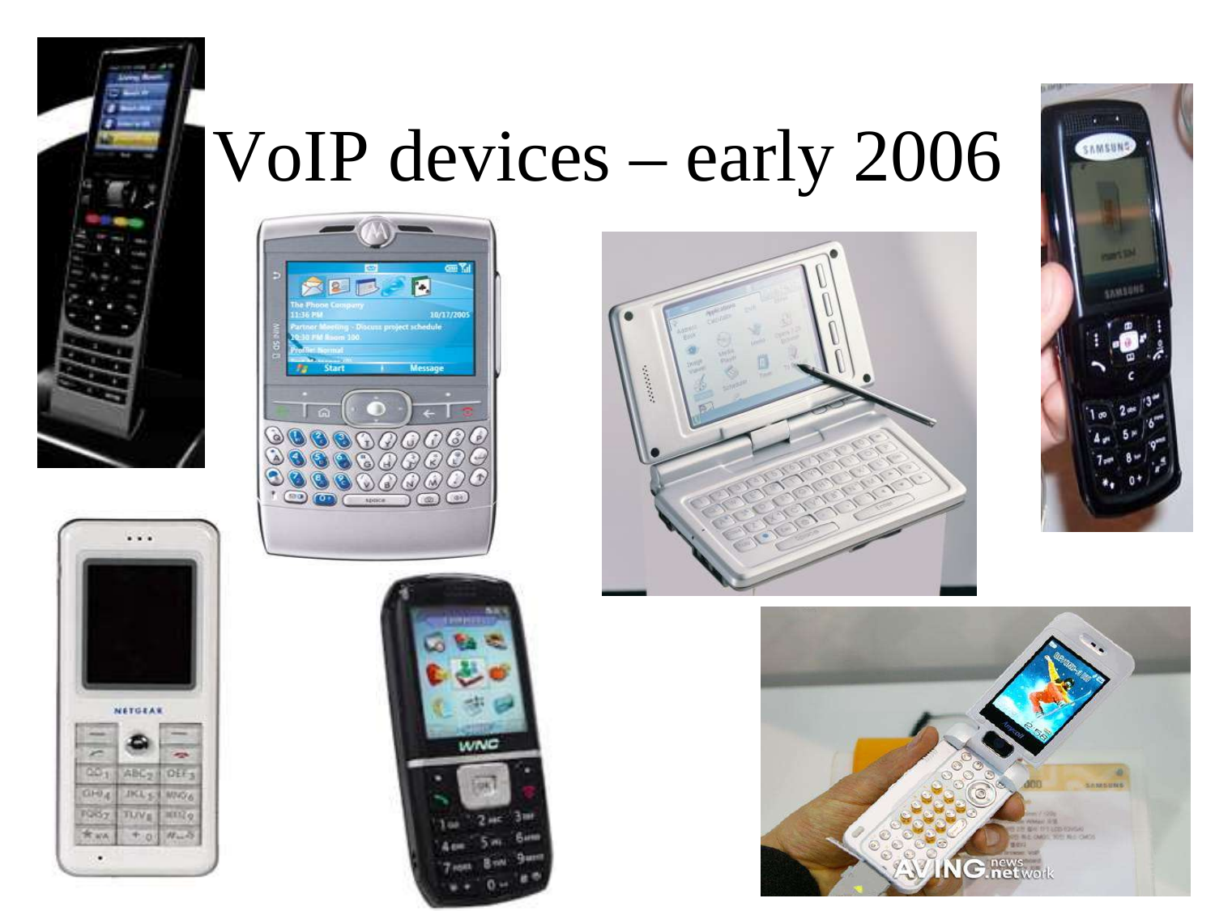# VoIP devices – early 2006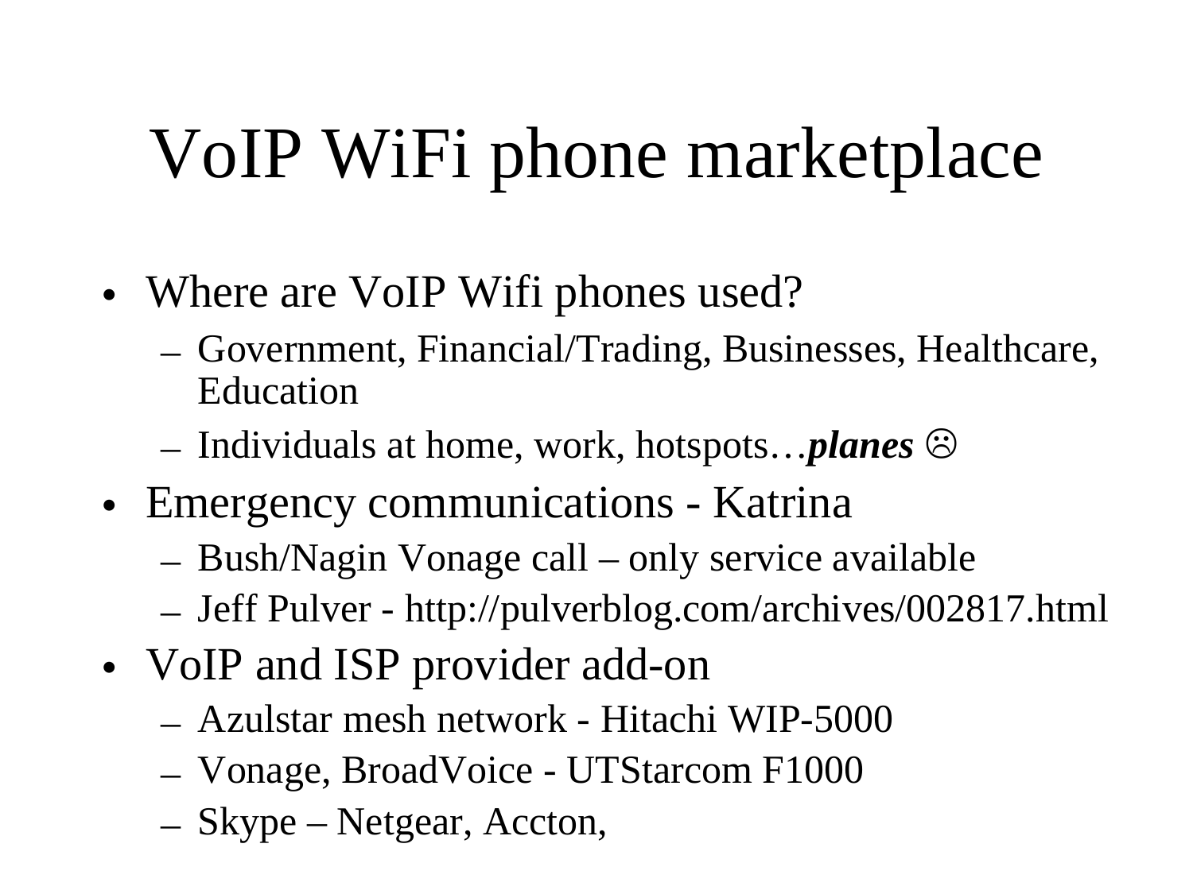# VoIP WiFi phone marketplace

- Where are VoIP Wifi phones used?
  - Government, Financial/Trading, Businesses, Healthcare, Education
  - Individuals at home, work, hotspots…***planes*** ☹
- Emergency communications - Katrina
  - Bush/Nagin Vonage call – only service available
  - Jeff Pulver - http://pulverblog.com/archives/002817.html
- VoIP and ISP provider add-on
  - Azulstar mesh network - Hitachi WIP-5000
  - Vonage, BroadVoice - UTStarcom F1000
  - Skype – Netgear, Accton,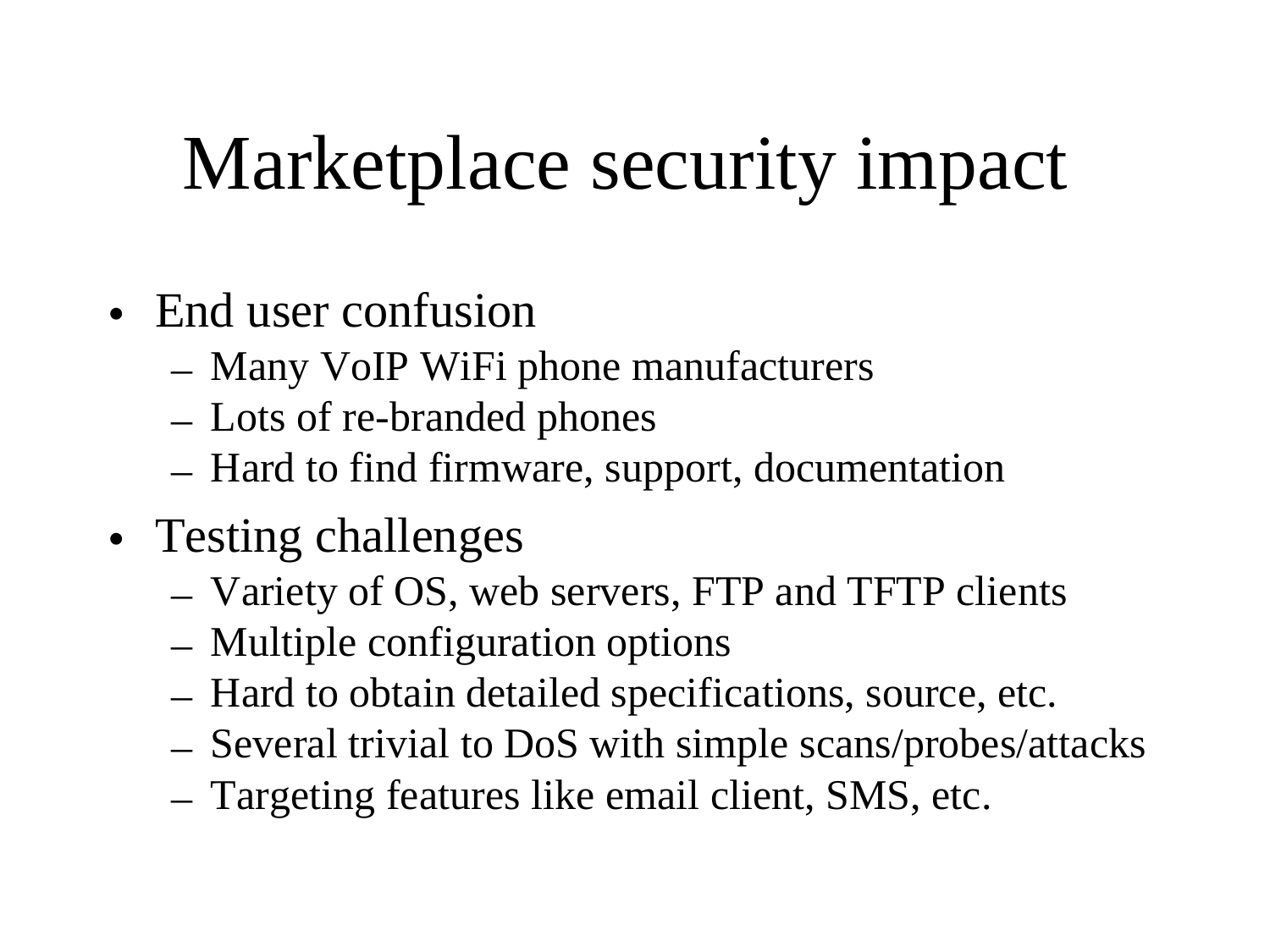# Marketplace security impact

- End user confusion
  - Many VoIP WiFi phone manufacturers
  - Lots of re-branded phones
  - Hard to find firmware, support, documentation
- Testing challenges
  - Variety of OS, web servers, FTP and TFTP clients
  - Multiple configuration options
  - Hard to obtain detailed specifications, source, etc.
  - Several trivial to DoS with simple scans/probes/attacks
  - Targeting features like email client, SMS, etc.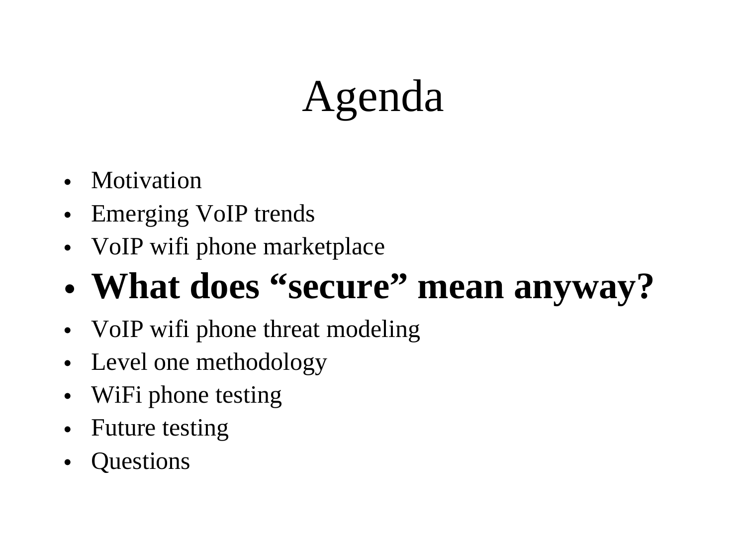# Agenda

- Motivation
- Emerging VoIP trends
- VoIP wifi phone marketplace
- **What does “secure” mean anyway?**
- VoIP wifi phone threat modeling
- Level one methodology
- WiFi phone testing
- Future testing
- Questions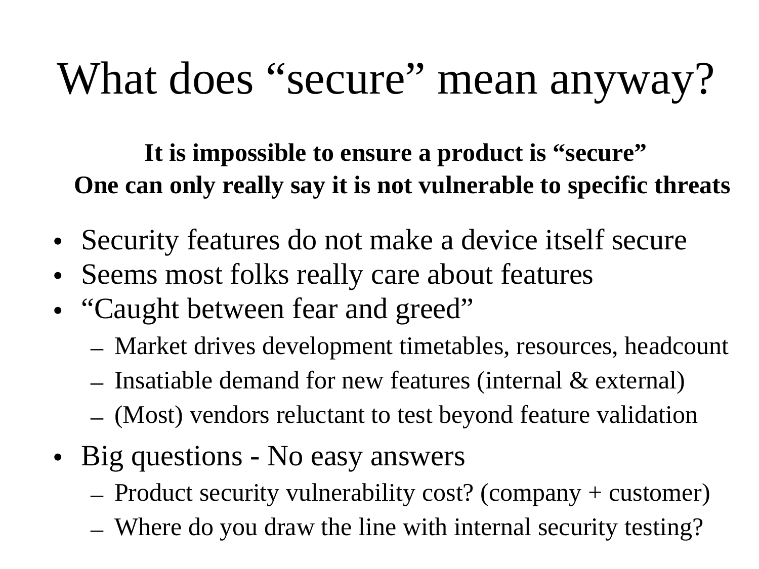# What does “secure” mean anyway?

**It is impossible to ensure a product is “secure”**
**One can only really say it is not vulnerable to specific threats**

- Security features do not make a device itself secure
- Seems most folks really care about features
- “Caught between fear and greed”
  - Market drives development timetables, resources, headcount
  - Insatiable demand for new features (internal & external)
  - (Most) vendors reluctant to test beyond feature validation
- Big questions - No easy answers
  - Product security vulnerability cost? (company + customer)
  - Where do you draw the line with internal security testing?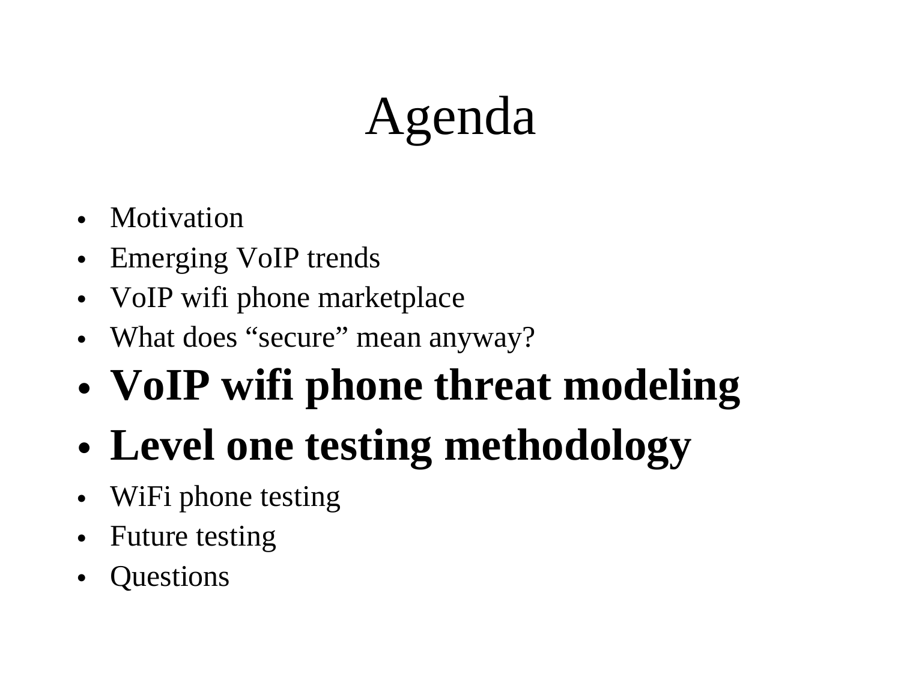# Agenda

- Motivation
- Emerging VoIP trends
- VoIP wifi phone marketplace
- What does “secure” mean anyway?
- **VoIP wifi phone threat modeling**
- **Level one testing methodology**
- WiFi phone testing
- Future testing
- Questions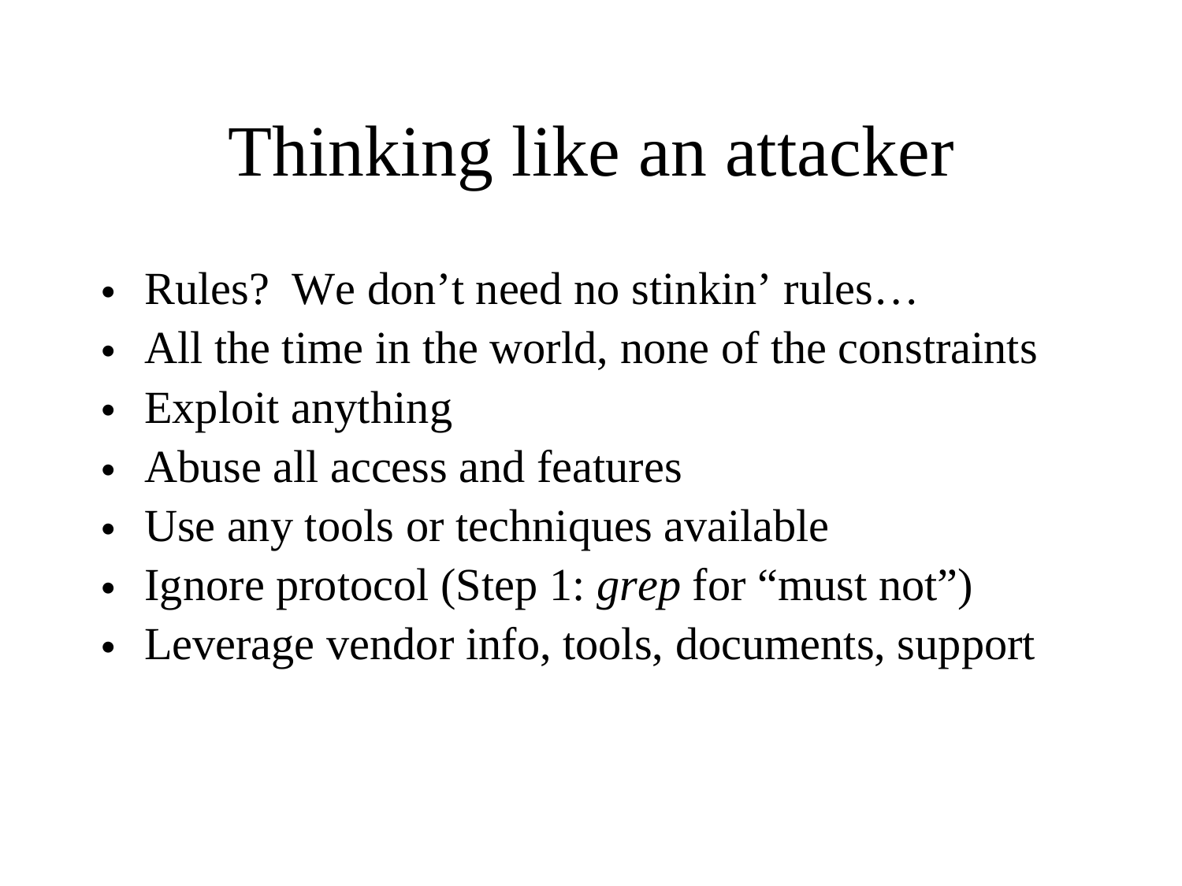# Thinking like an attacker

- Rules? We don't need no stinkin' rules…
- All the time in the world, none of the constraints
- Exploit anything
- Abuse all access and features
- Use any tools or techniques available
- Ignore protocol (Step 1: *grep* for "must not")
- Leverage vendor info, tools, documents, support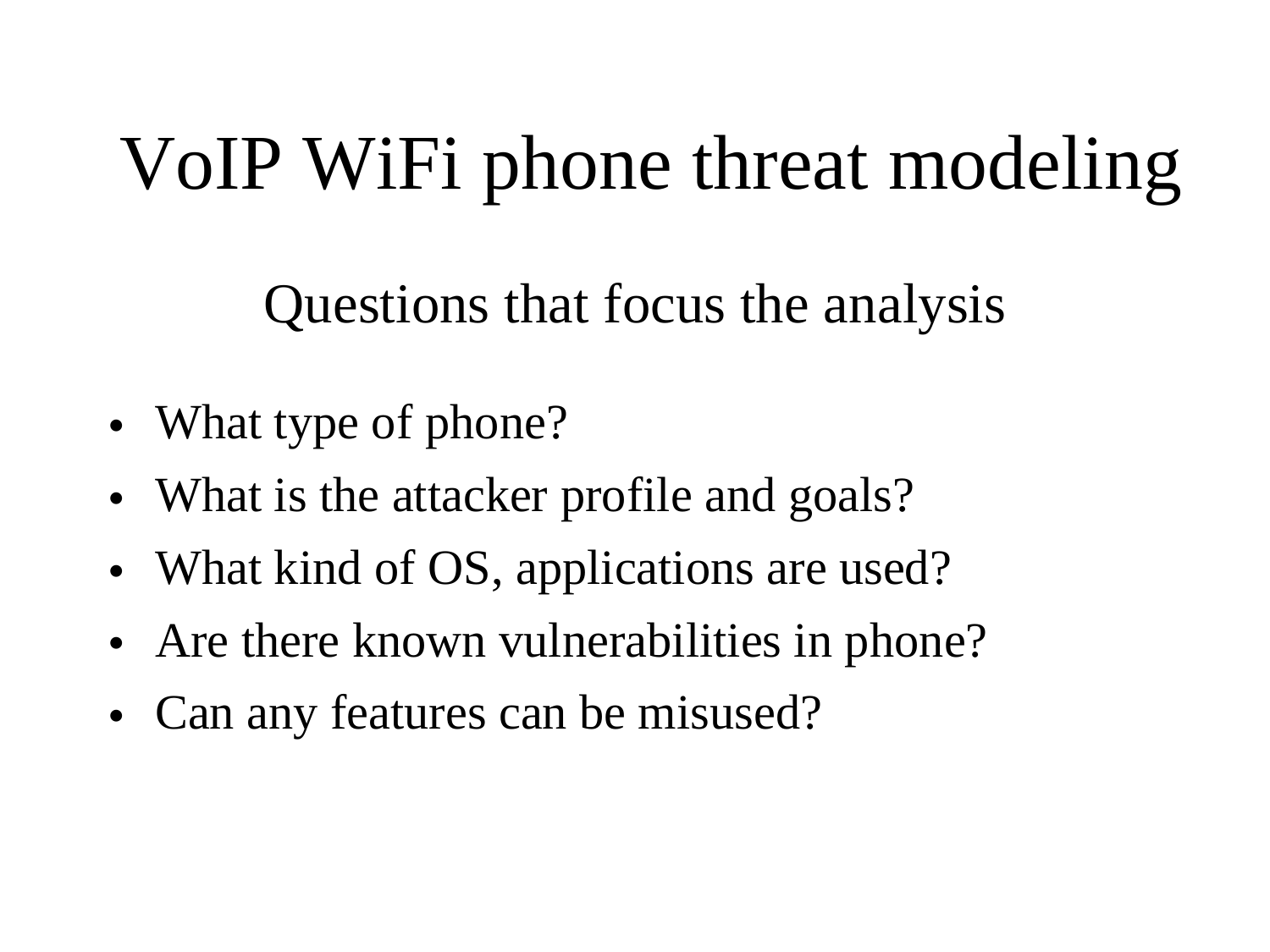# VoIP WiFi phone threat modeling

## Questions that focus the analysis

- What type of phone?
- What is the attacker profile and goals?
- What kind of OS, applications are used?
- Are there known vulnerabilities in phone?
- Can any features can be misused?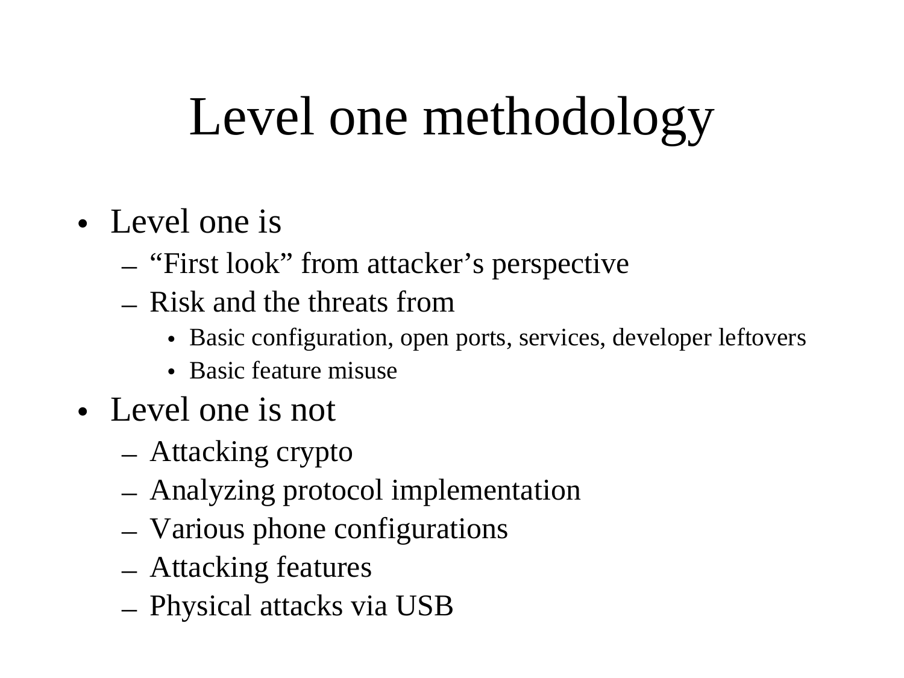# Level one methodology

- Level one is
  - “First look” from attacker’s perspective
  - Risk and the threats from
    - Basic configuration, open ports, services, developer leftovers
    - Basic feature misuse
- Level one is not
  - Attacking crypto
  - Analyzing protocol implementation
  - Various phone configurations
  - Attacking features
  - Physical attacks via USB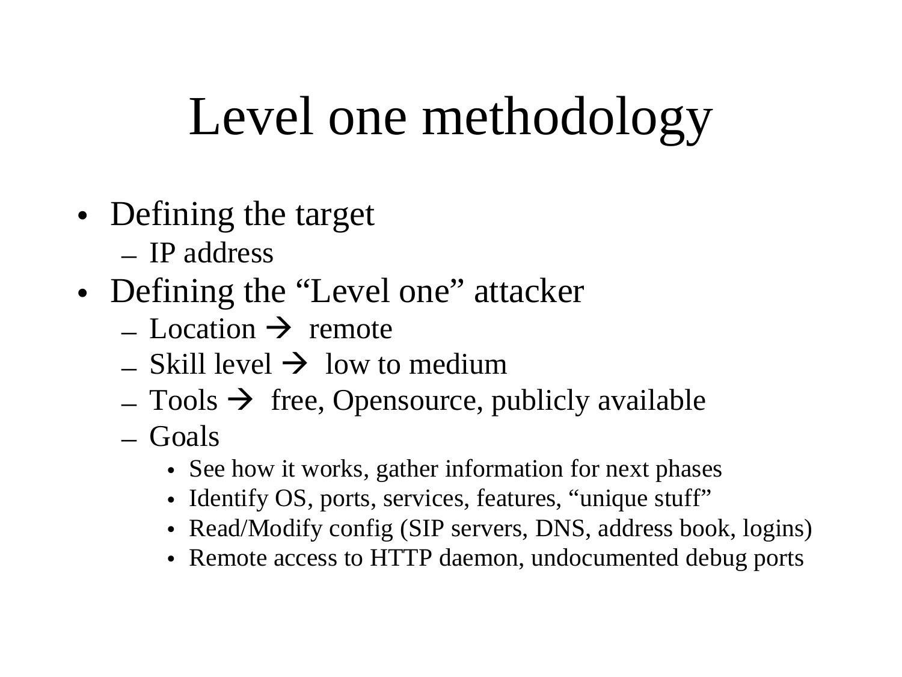# Level one methodology

- Defining the target
  - IP address
- Defining the "Level one" attacker
  - Location → remote
  - Skill level → low to medium
  - Tools → free, Opensource, publicly available
  - Goals
    - See how it works, gather information for next phases
    - Identify OS, ports, services, features, "unique stuff"
    - Read/Modify config (SIP servers, DNS, address book, logins)
    - Remote access to HTTP daemon, undocumented debug ports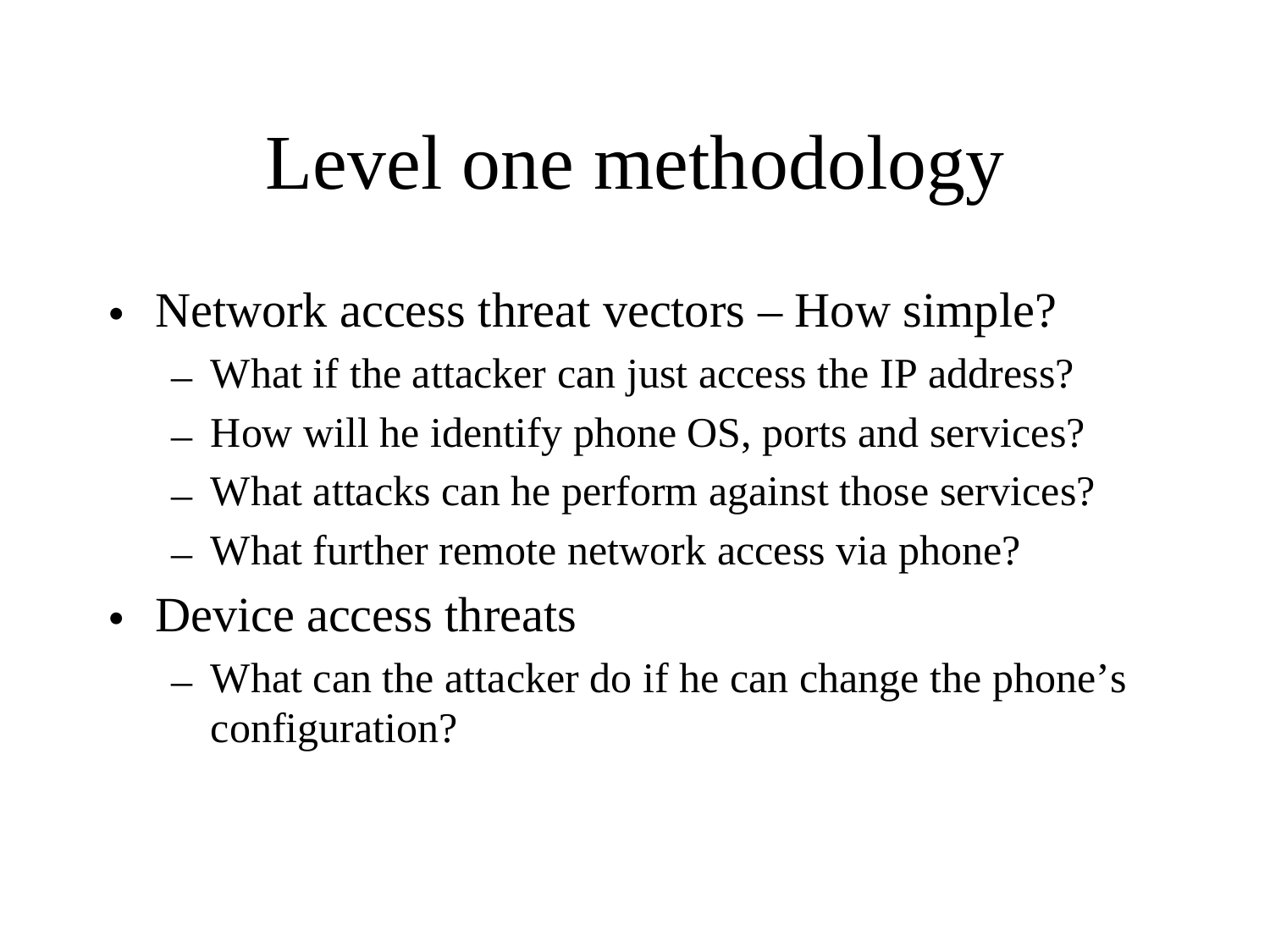# Level one methodology

- Network access threat vectors – How simple?
  - What if the attacker can just access the IP address?
  - How will he identify phone OS, ports and services?
  - What attacks can he perform against those services?
  - What further remote network access via phone?
- Device access threats
  - What can the attacker do if he can change the phone's configuration?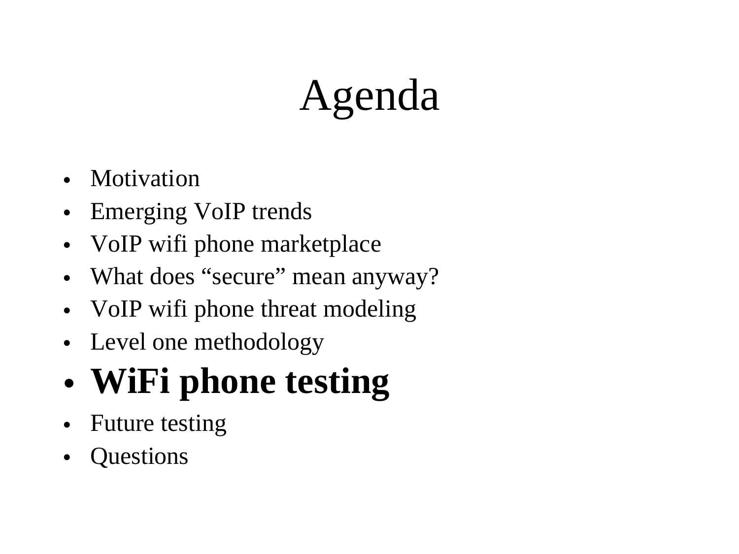# Agenda

- Motivation
- Emerging VoIP trends
- VoIP wifi phone marketplace
- What does “secure” mean anyway?
- VoIP wifi phone threat modeling
- Level one methodology
- **WiFi phone testing**
- Future testing
- Questions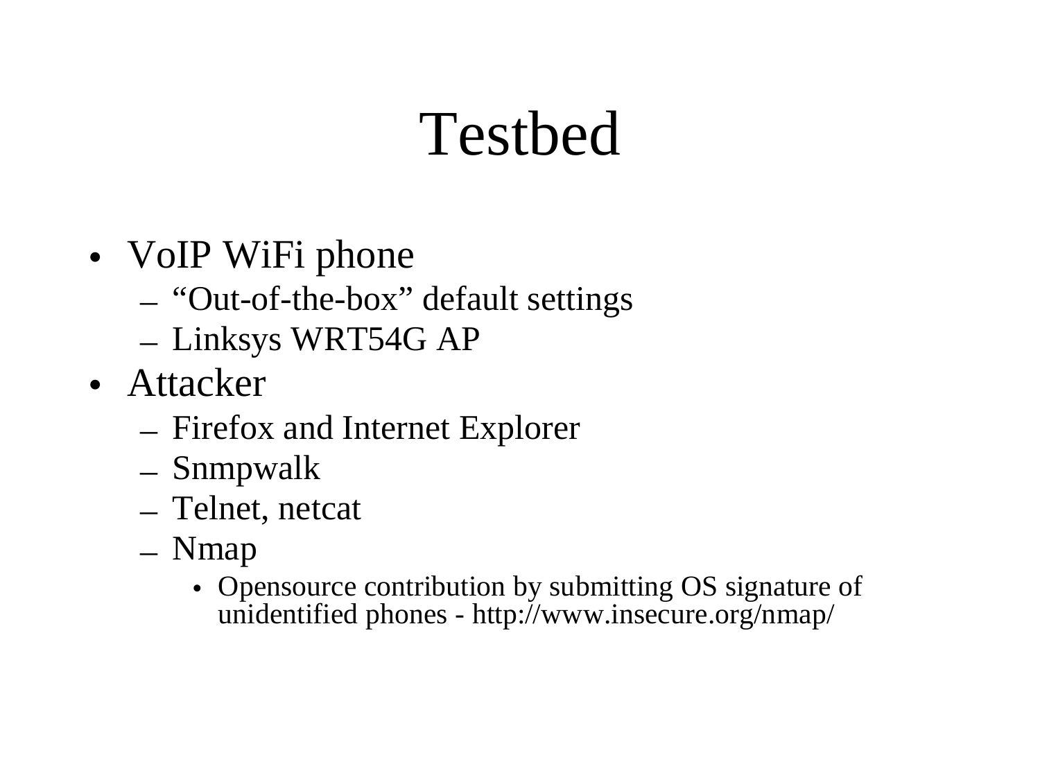# Testbed

- VoIP WiFi phone
  - "Out-of-the-box" default settings
  - Linksys WRT54G AP
- Attacker
  - Firefox and Internet Explorer
  - Snmpwalk
  - Telnet, netcat
  - Nmap
    - Opensource contribution by submitting OS signature of unidentified phones - http://www.insecure.org/nmap/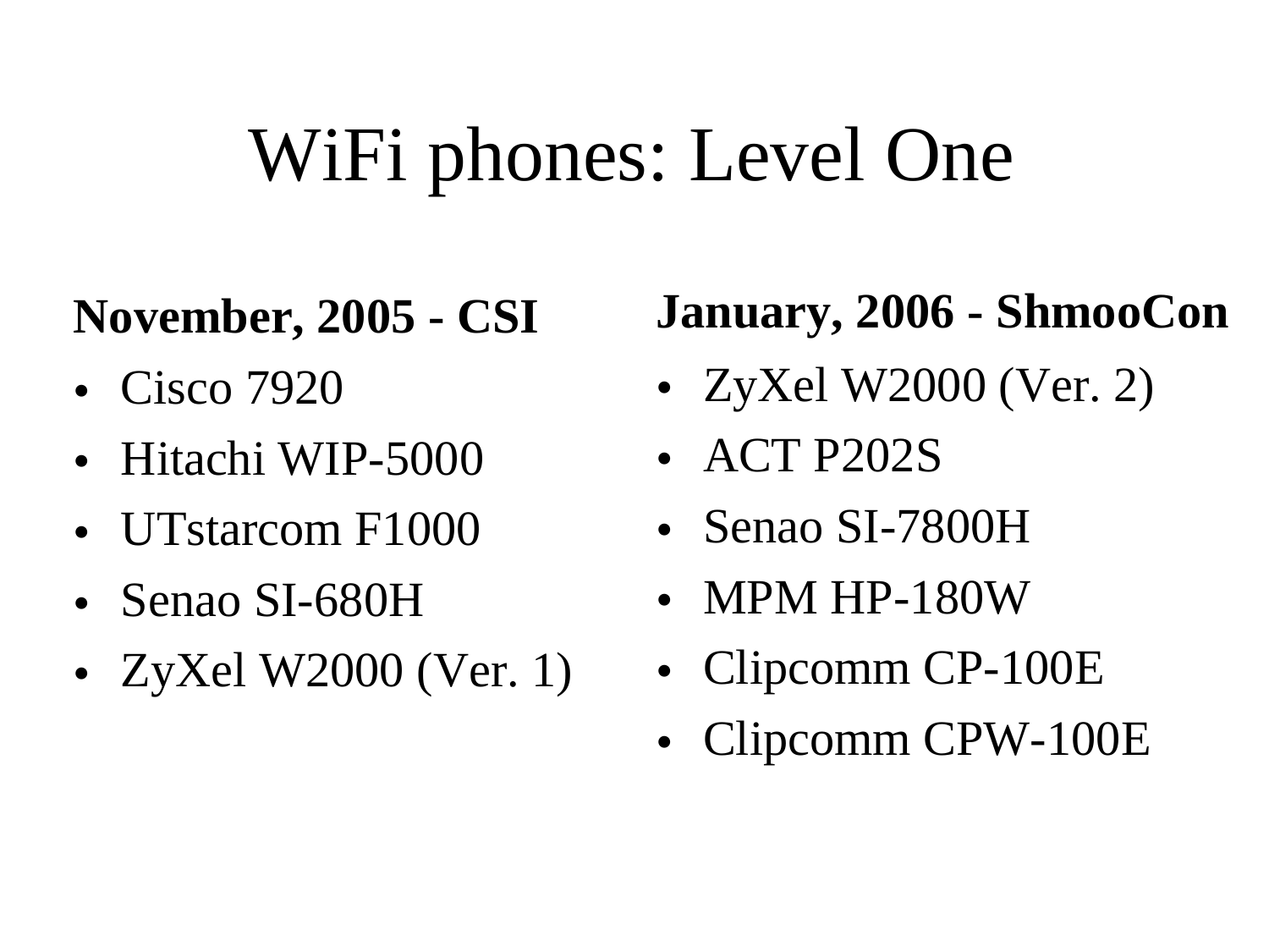# WiFi phones: Level One

**November, 2005 - CSI**

- Cisco 7920
- Hitachi WIP-5000
- UTstarcom F1000
- Senao SI-680H
- ZyXel W2000 (Ver. 1)

**January, 2006 - ShmooCon**

- ZyXel W2000 (Ver. 2)
- ACT P202S
- Senao SI-7800H
- MPM HP-180W
- Clipcomm CP-100E
- Clipcomm CPW-100E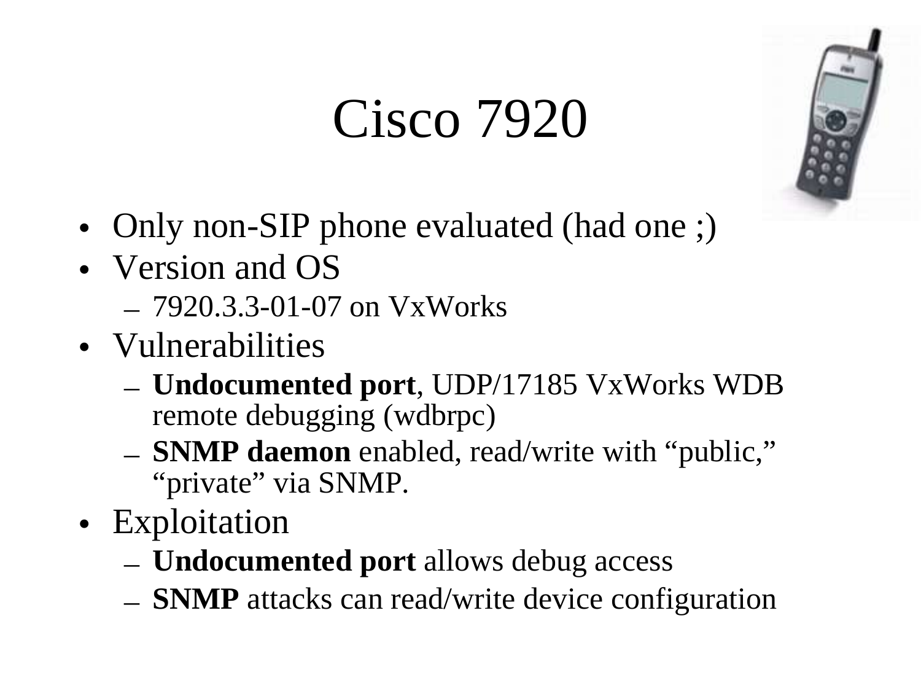# Cisco 7920

- Only non-SIP phone evaluated (had one ;)
- Version and OS
  - 7920.3.3-01-07 on VxWorks
- Vulnerabilities
  - **Undocumented port**, UDP/17185 VxWorks WDB remote debugging (wdbrpc)
  - **SNMP daemon** enabled, read/write with "public," "private" via SNMP.
- Exploitation
  - **Undocumented port** allows debug access
  - **SNMP** attacks can read/write device configuration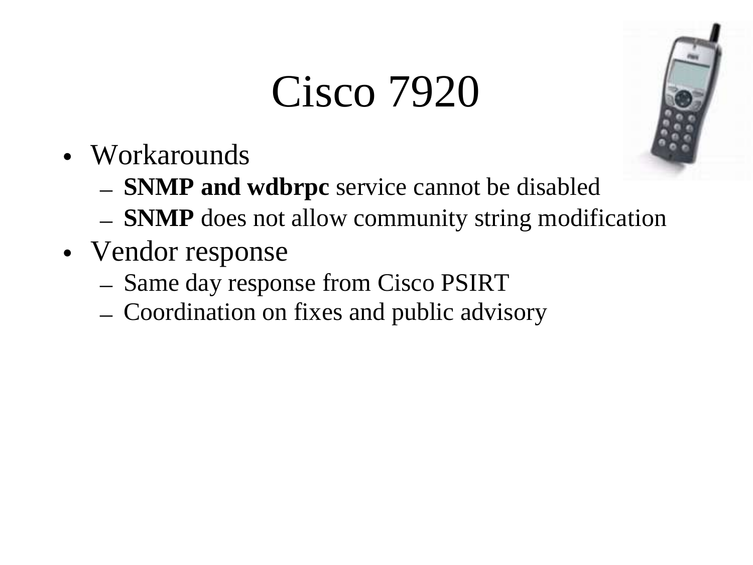# Cisco 7920

- Workarounds
  - **SNMP and wdbrpc** service cannot be disabled
  - **SNMP** does not allow community string modification
- Vendor response
  - Same day response from Cisco PSIRT
  - Coordination on fixes and public advisory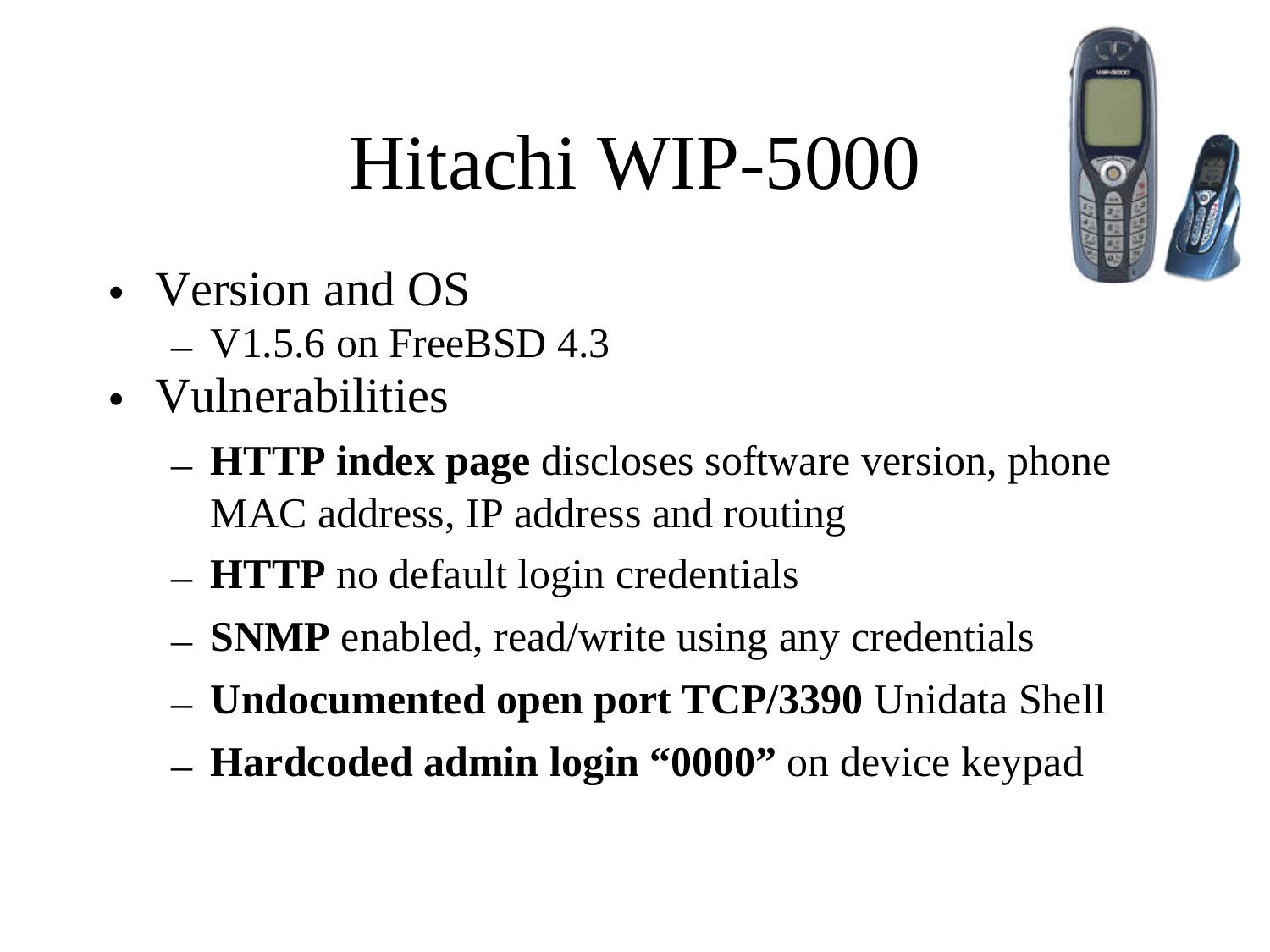# Hitachi WIP-5000

- Version and OS
  - V1.5.6 on FreeBSD 4.3
- Vulnerabilities
  - **HTTP index page** discloses software version, phone MAC address, IP address and routing
  - **HTTP** no default login credentials
  - **SNMP** enabled, read/write using any credentials
  - **Undocumented open port TCP/3390** Unidata Shell
  - **Hardcoded admin login "0000"** on device keypad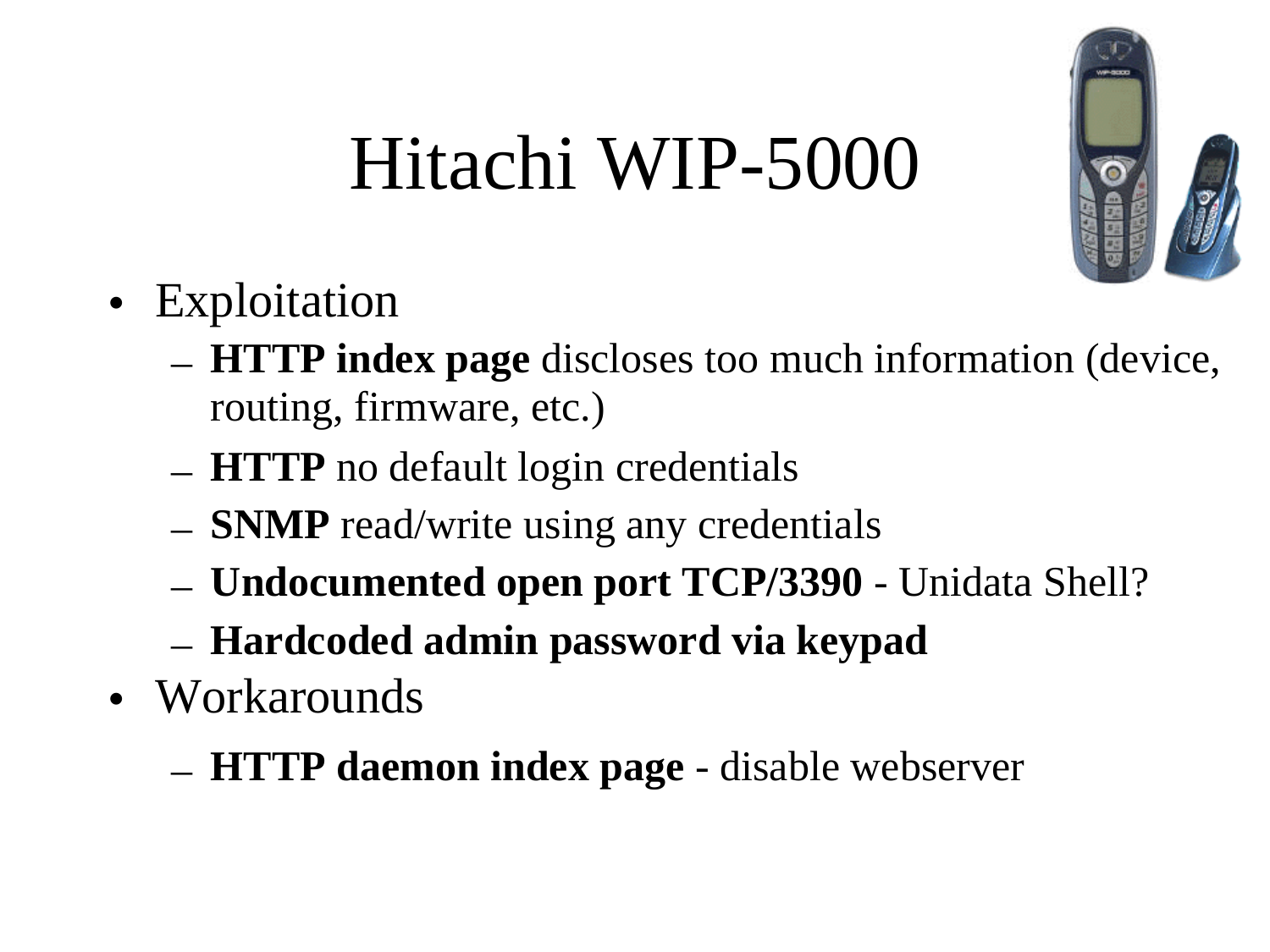# Hitachi WIP-5000

- Exploitation
  - **HTTP index page** discloses too much information (device, routing, firmware, etc.)
  - **HTTP** no default login credentials
  - **SNMP** read/write using any credentials
  - **Undocumented open port TCP/3390** - Unidata Shell?
  - **Hardcoded admin password via keypad**
- Workarounds
  - **HTTP daemon index page** - disable webserver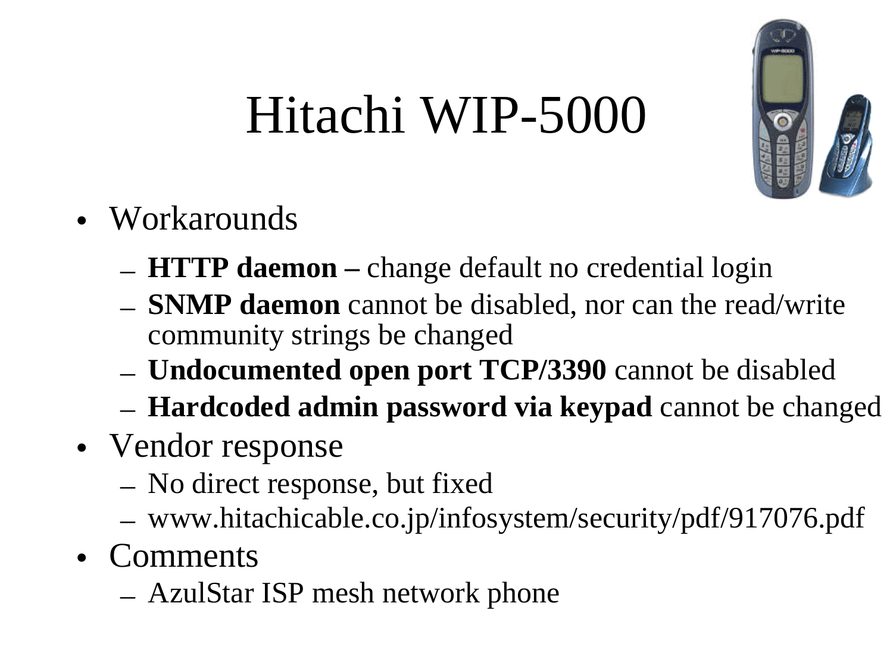# Hitachi WIP-5000

- Workarounds
  - **HTTP daemon –** change default no credential login
  - **SNMP daemon** cannot be disabled, nor can the read/write community strings be changed
  - **Undocumented open port TCP/3390** cannot be disabled
  - **Hardcoded admin password via keypad** cannot be changed
- Vendor response
  - No direct response, but fixed
  - www.hitachicable.co.jp/infosystem/security/pdf/917076.pdf
- Comments
  - AzulStar ISP mesh network phone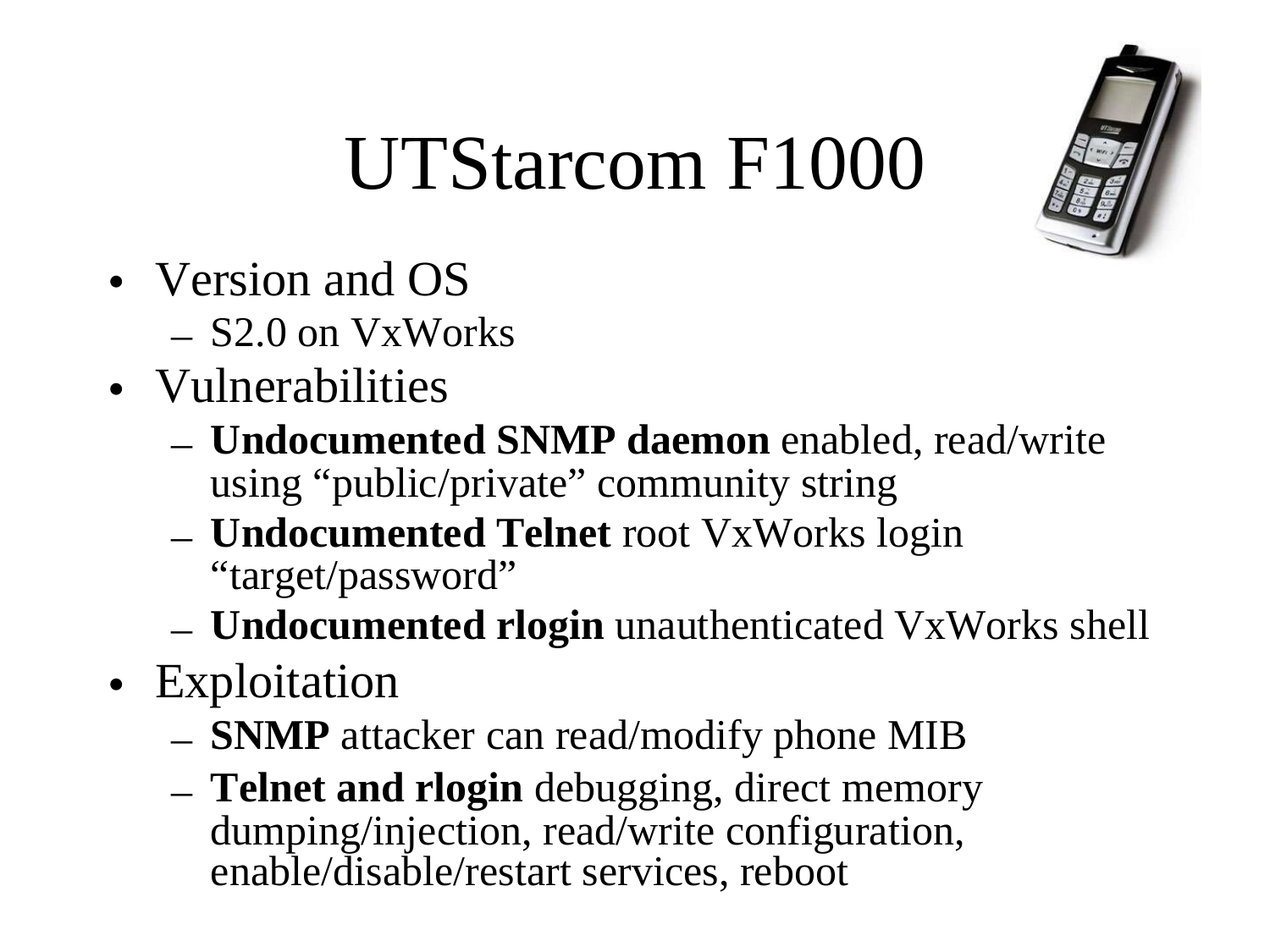# UTStarcom F1000

- Version and OS
  - S2.0 on VxWorks
- Vulnerabilities
  - **Undocumented SNMP daemon** enabled, read/write using "public/private" community string
  - **Undocumented Telnet** root VxWorks login "target/password"
  - **Undocumented rlogin** unauthenticated VxWorks shell
- Exploitation
  - **SNMP** attacker can read/modify phone MIB
  - **Telnet and rlogin** debugging, direct memory dumping/injection, read/write configuration, enable/disable/restart services, reboot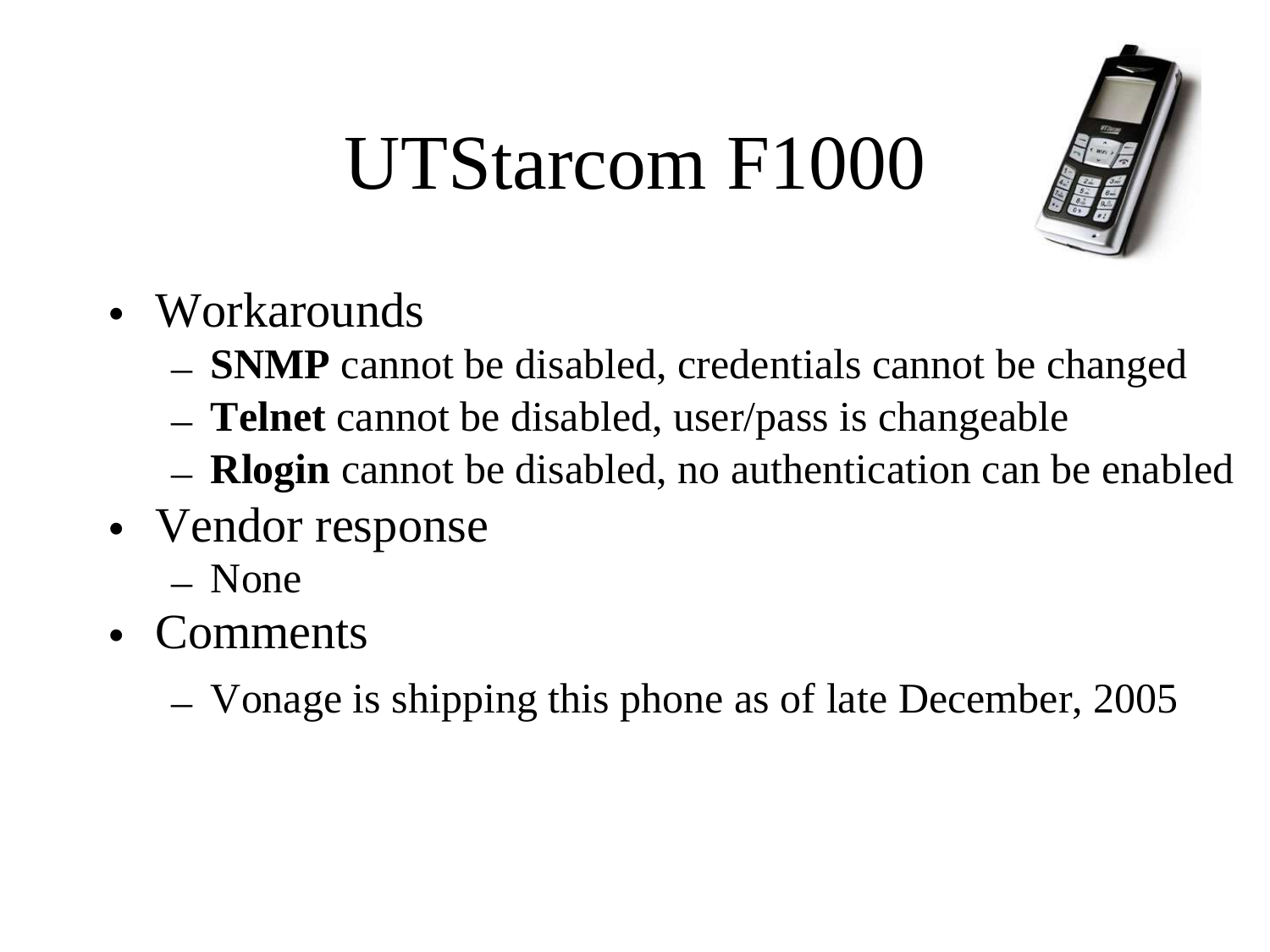# UTStarcom F1000

- Workarounds
  - **SNMP** cannot be disabled, credentials cannot be changed
  - **Telnet** cannot be disabled, user/pass is changeable
  - **Rlogin** cannot be disabled, no authentication can be enabled
- Vendor response
  - None
- Comments
  - Vonage is shipping this phone as of late December, 2005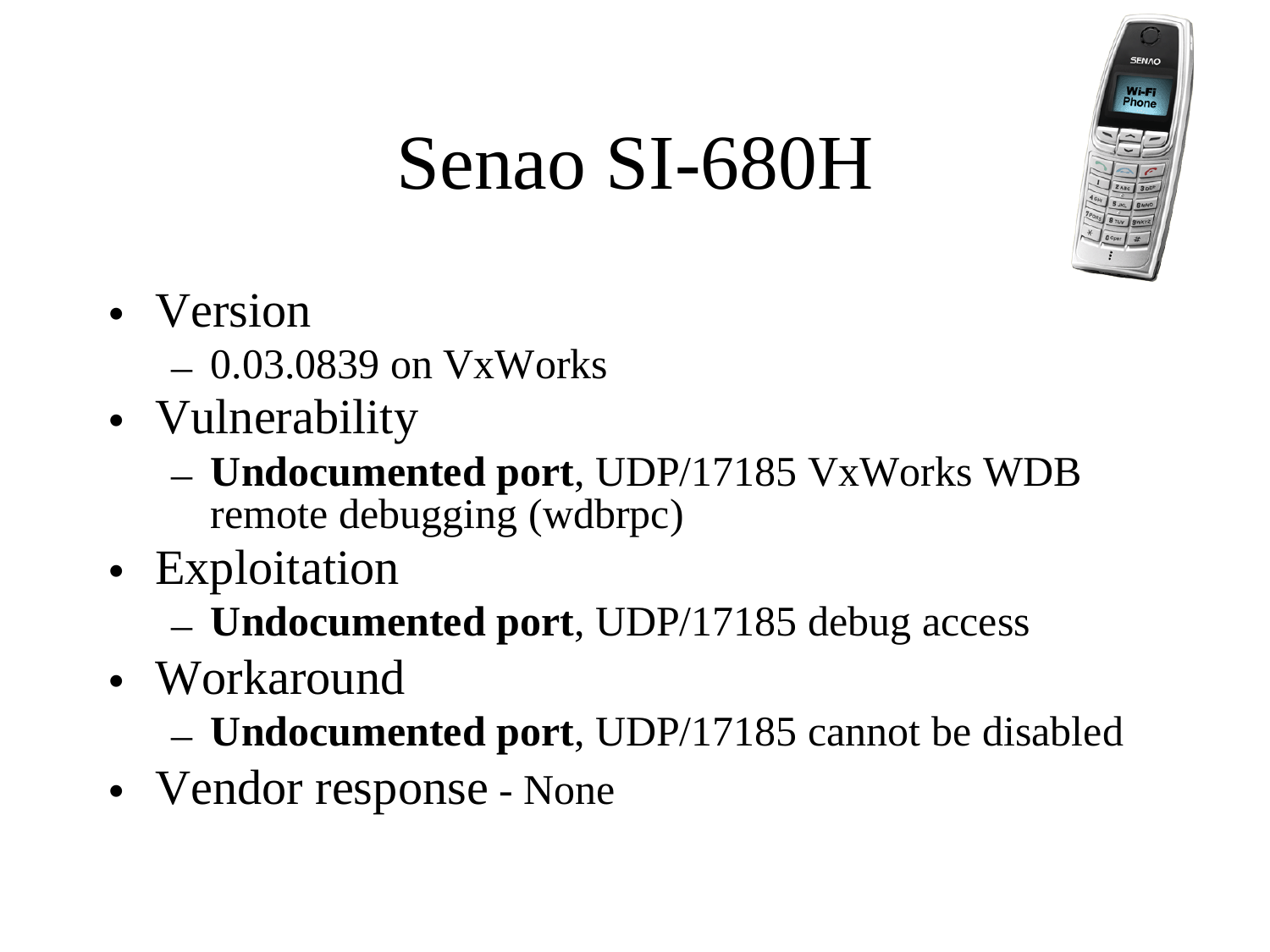# Senao SI-680H

- Version
  - 0.03.0839 on VxWorks
- Vulnerability
  - **Undocumented port**, UDP/17185 VxWorks WDB remote debugging (wdbrpc)
- Exploitation
  - **Undocumented port**, UDP/17185 debug access
- Workaround
  - **Undocumented port**, UDP/17185 cannot be disabled
- Vendor response - None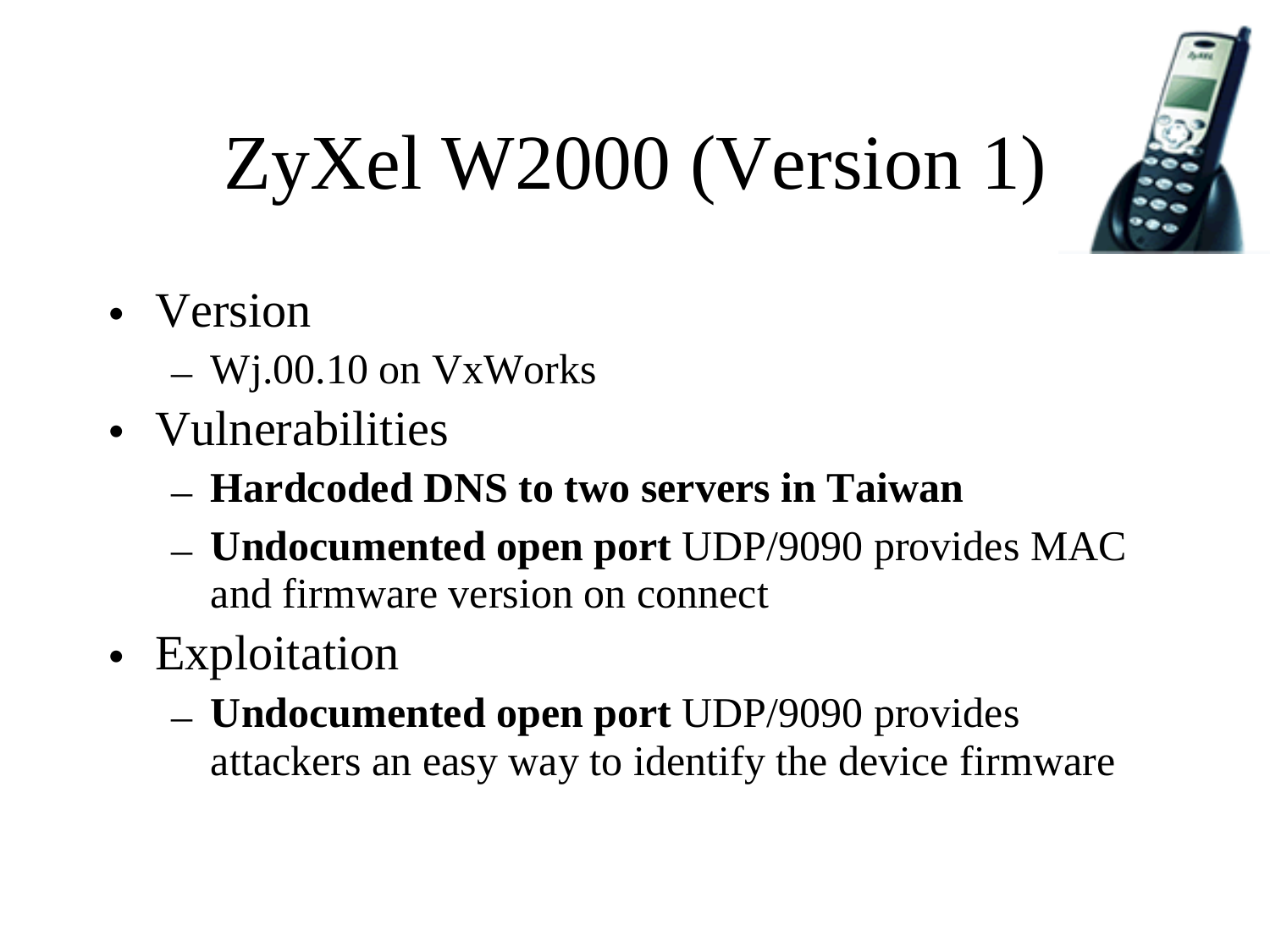# ZyXel W2000 (Version 1)

- Version
  - Wj.00.10 on VxWorks
- Vulnerabilities
  - **Hardcoded DNS to two servers in Taiwan**
  - **Undocumented open port** UDP/9090 provides MAC and firmware version on connect
- Exploitation
  - **Undocumented open port** UDP/9090 provides attackers an easy way to identify the device firmware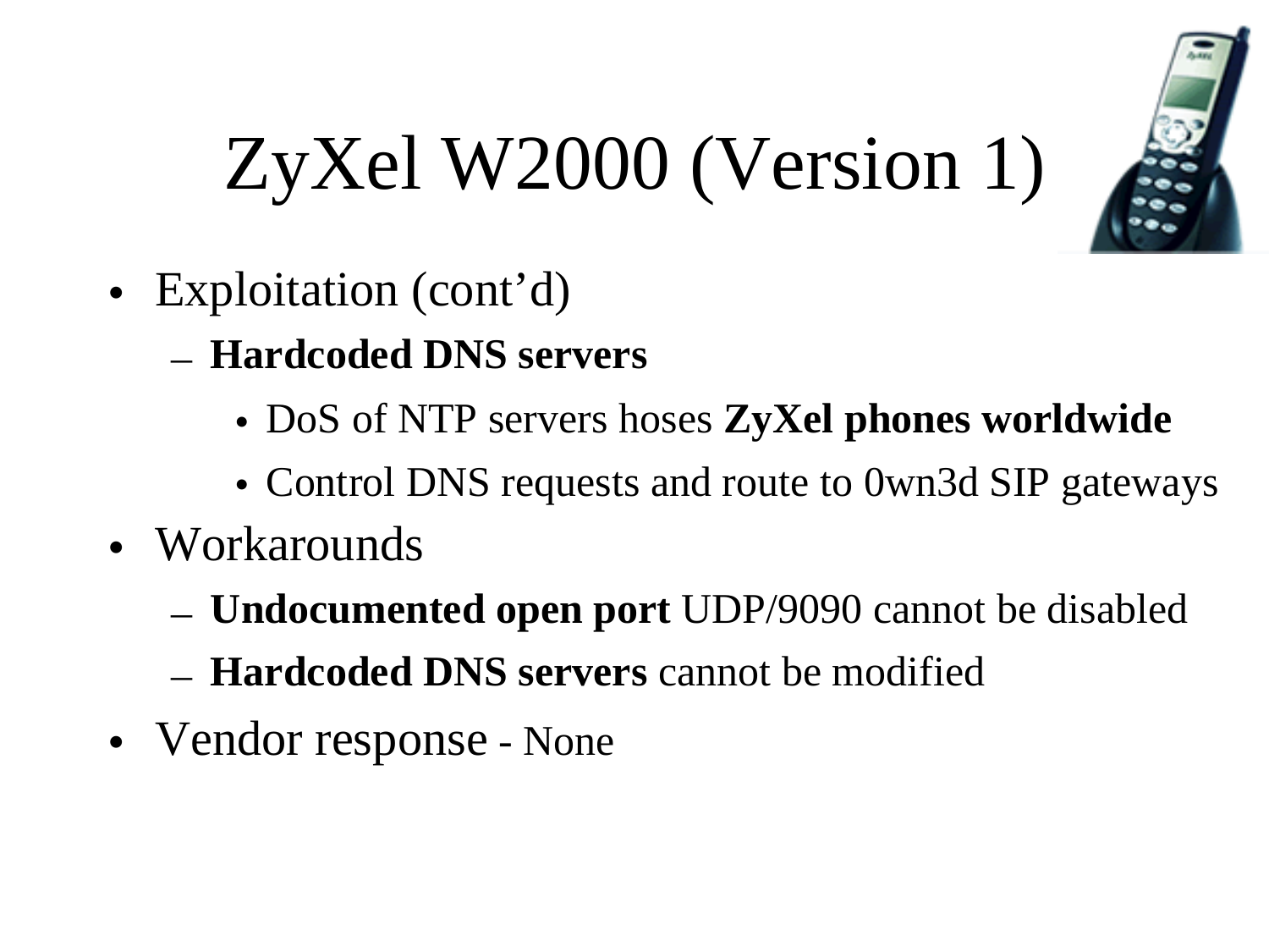# ZyXel W2000 (Version 1)

- Exploitation (cont'd)
  - **Hardcoded DNS servers**
    - DoS of NTP servers hoses **ZyXel phones worldwide**
    - Control DNS requests and route to 0wn3d SIP gateways
- Workarounds
  - **Undocumented open port** UDP/9090 cannot be disabled
  - **Hardcoded DNS servers** cannot be modified
- Vendor response - None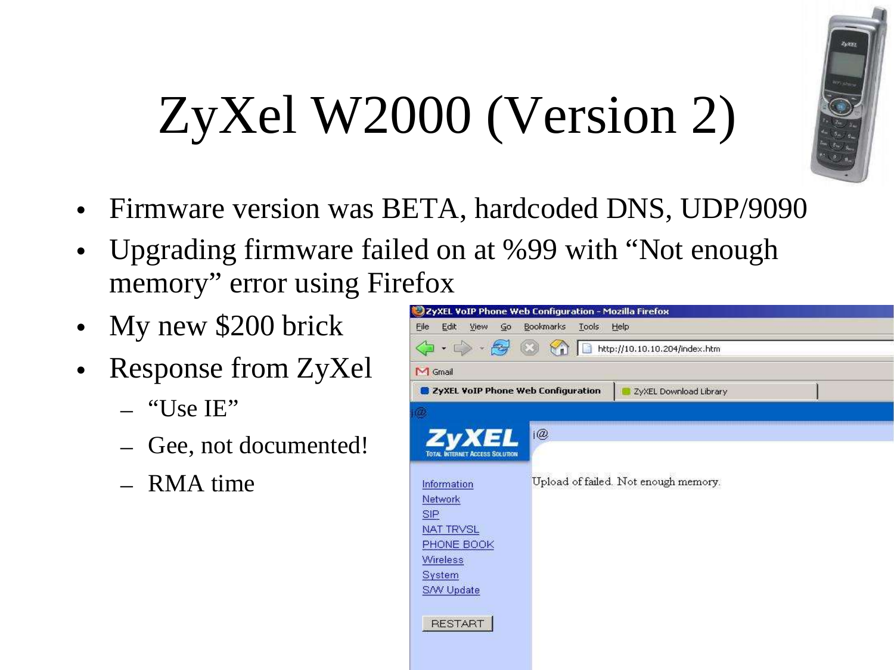# ZyXel W2000 (Version 2)

- Firmware version was BETA, hardcoded DNS, UDP/9090
- Upgrading firmware failed on at %99 with "Not enough memory" error using Firefox
- My new $200 brick
- Response from ZyXel
  - "Use IE"
  - Gee, not documented!
  - RMA time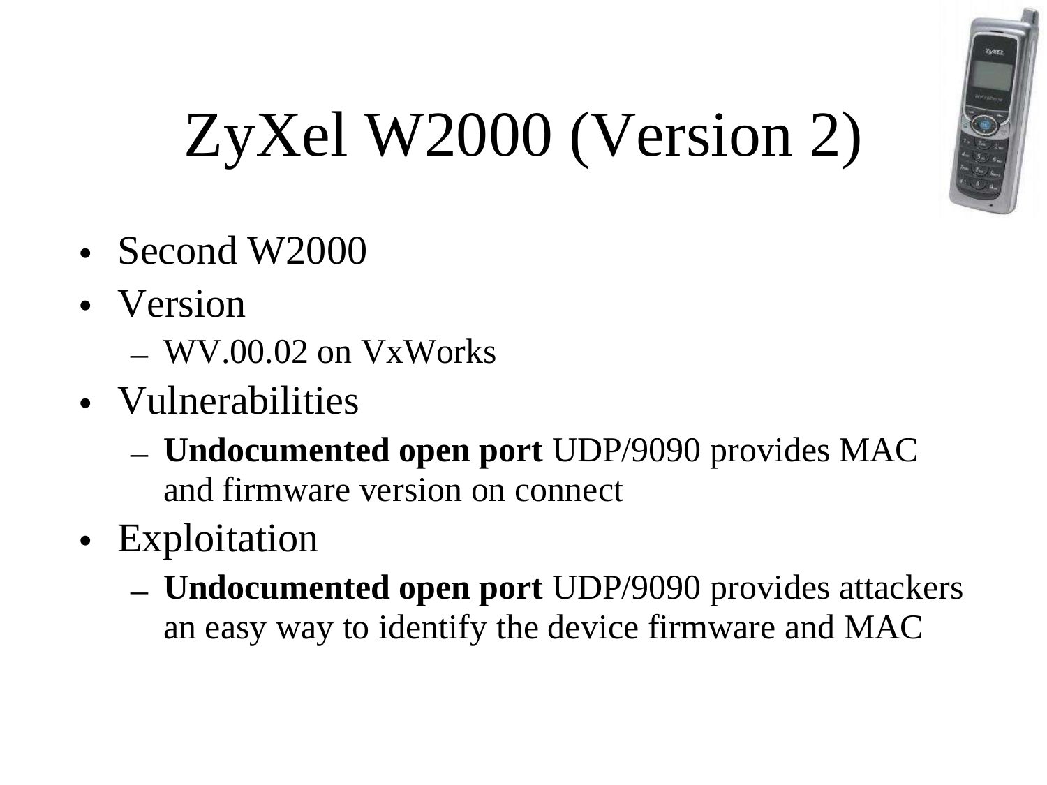# ZyXel W2000 (Version 2)

- Second W2000
- Version
  - WV.00.02 on VxWorks
- Vulnerabilities
  - **Undocumented open port** UDP/9090 provides MAC and firmware version on connect
- Exploitation
  - **Undocumented open port** UDP/9090 provides attackers an easy way to identify the device firmware and MAC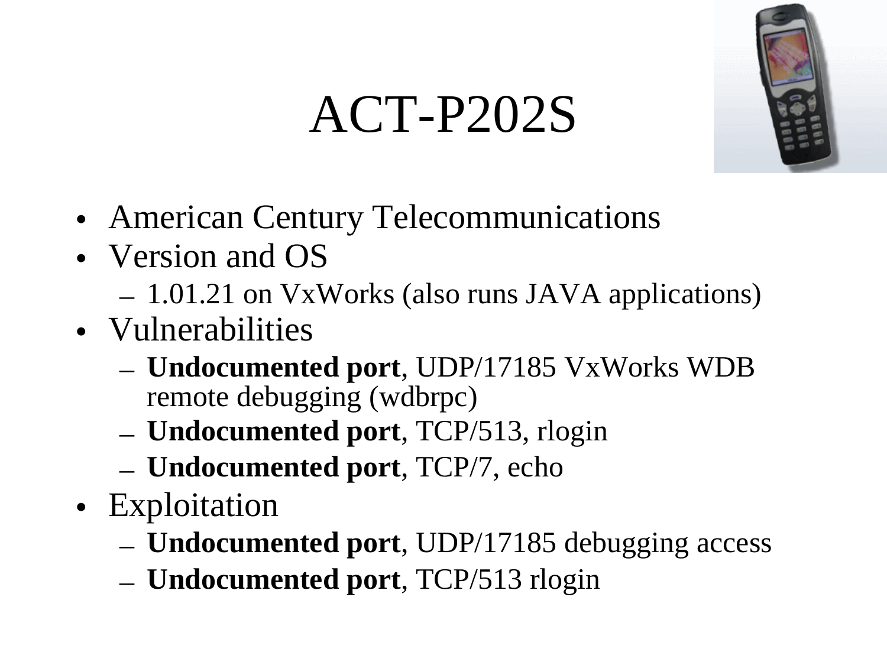# ACT-P202S

- American Century Telecommunications
- Version and OS
  - 1.01.21 on VxWorks (also runs JAVA applications)
- Vulnerabilities
  - **Undocumented port**, UDP/17185 VxWorks WDB remote debugging (wdbrpc)
  - **Undocumented port**, TCP/513, rlogin
  - **Undocumented port**, TCP/7, echo
- Exploitation
  - **Undocumented port**, UDP/17185 debugging access
  - **Undocumented port**, TCP/513 rlogin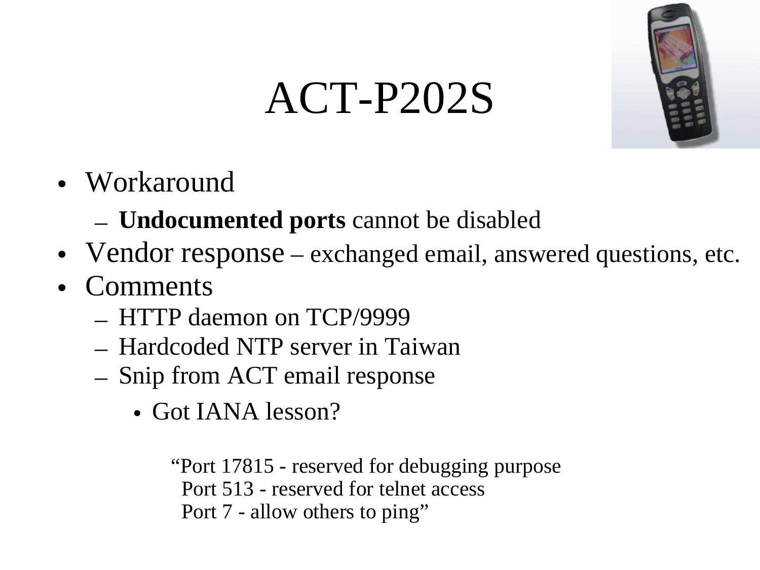# ACT-P202S

- Workaround
  - **Undocumented ports** cannot be disabled
- Vendor response – exchanged email, answered questions, etc.
- Comments
  - HTTP daemon on TCP/9999
  - Hardcoded NTP server in Taiwan
  - Snip from ACT email response
    - Got IANA lesson?

"Port 17815 - reserved for debugging purpose
Port 513 - reserved for telnet access
Port 7 - allow others to ping"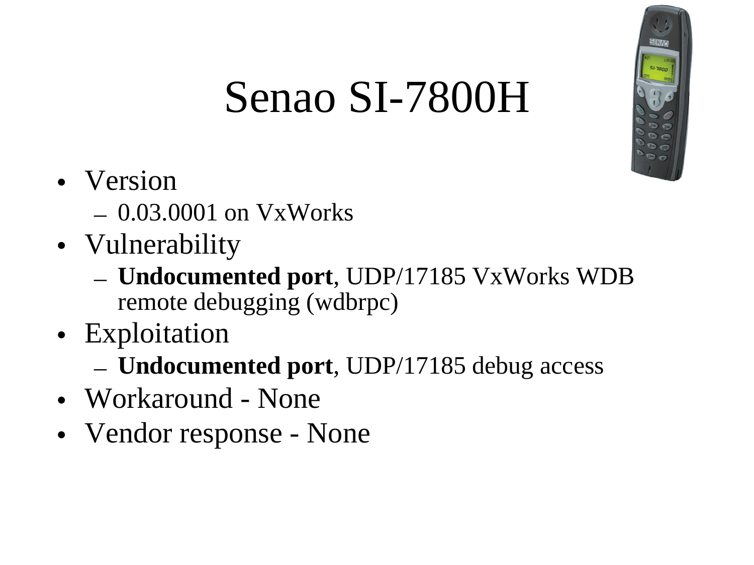# Senao SI-7800H

- Version
  - 0.03.0001 on VxWorks
- Vulnerability
  - **Undocumented port**, UDP/17185 VxWorks WDB remote debugging (wdbrpc)
- Exploitation
  - **Undocumented port**, UDP/17185 debug access
- Workaround - None
- Vendor response - None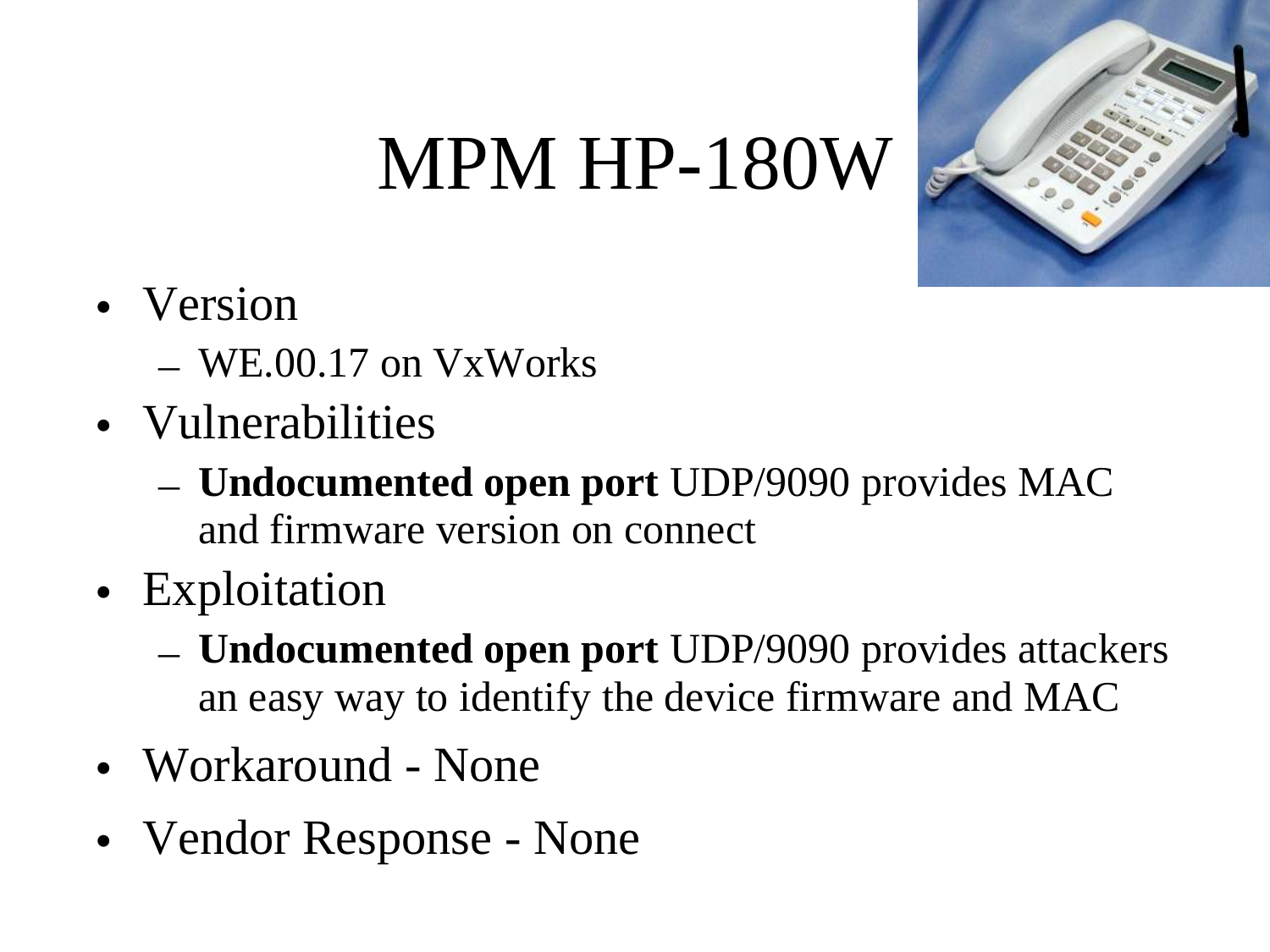# MPM HP-180W

- Version
  - WE.00.17 on VxWorks
- Vulnerabilities
  - **Undocumented open port** UDP/9090 provides MAC and firmware version on connect
- Exploitation
  - **Undocumented open port** UDP/9090 provides attackers an easy way to identify the device firmware and MAC
- Workaround - None
- Vendor Response - None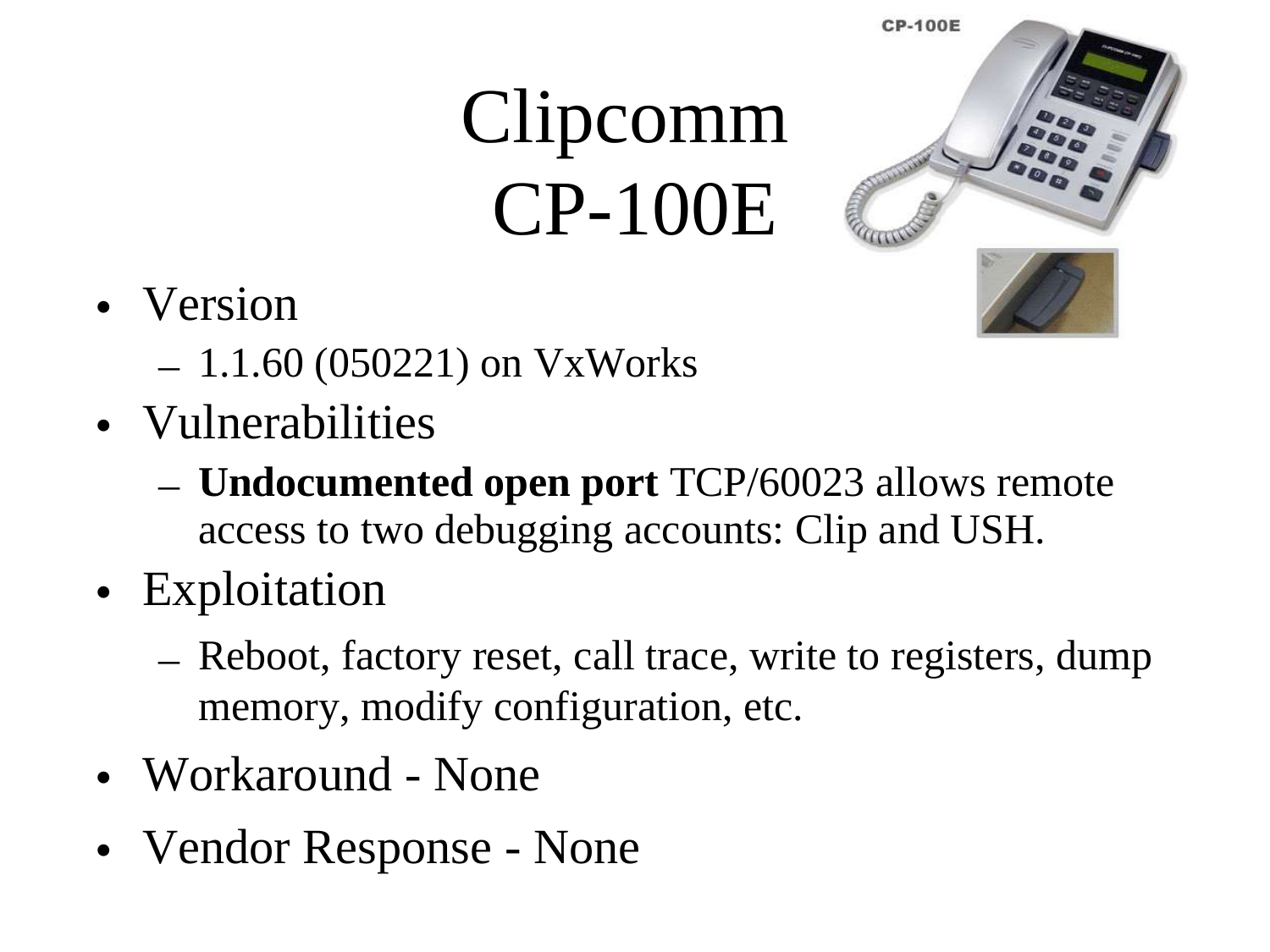# Clipcomm CP-100E

- Version
  - 1.1.60 (050221) on VxWorks
- Vulnerabilities
  - **Undocumented open port** TCP/60023 allows remote access to two debugging accounts: Clip and USH.
- Exploitation
  - Reboot, factory reset, call trace, write to registers, dump memory, modify configuration, etc.
- Workaround - None
- Vendor Response - None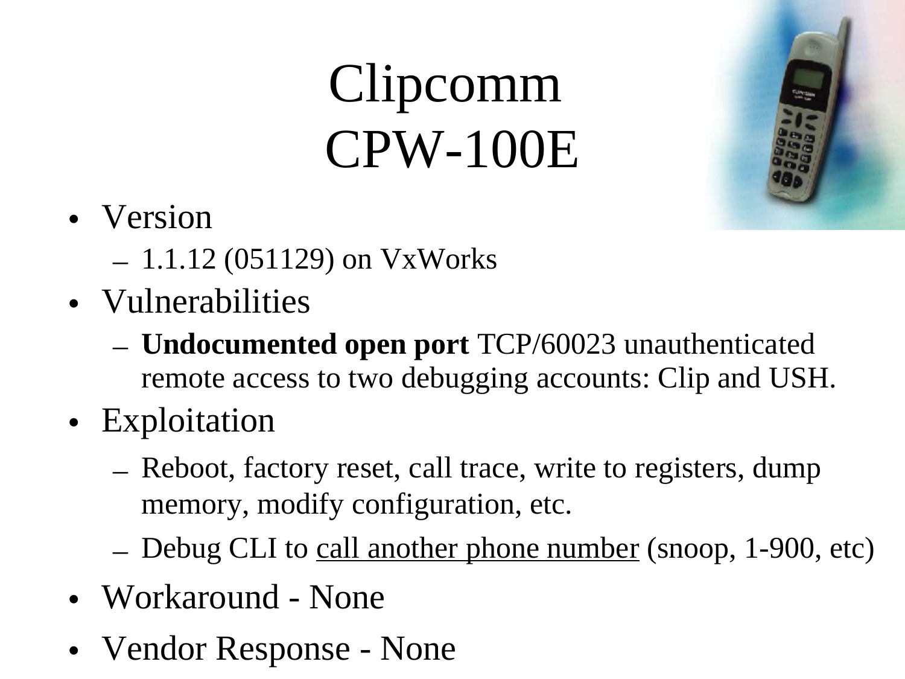# Clipcomm CPW-100E

- Version
  - 1.1.12 (051129) on VxWorks
- Vulnerabilities
  - **Undocumented open port** TCP/60023 unauthenticated remote access to two debugging accounts: Clip and USH.
- Exploitation
  - Reboot, factory reset, call trace, write to registers, dump memory, modify configuration, etc.
  - Debug CLI to <u>call another phone number</u> (snoop, 1-900, etc)
- Workaround - None
- Vendor Response - None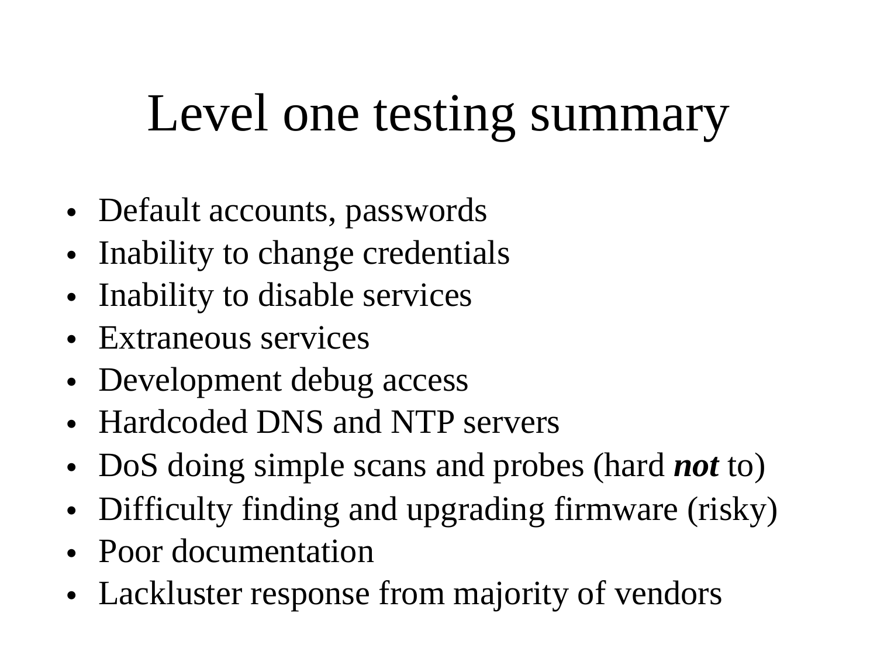# Level one testing summary

- Default accounts, passwords
- Inability to change credentials
- Inability to disable services
- Extraneous services
- Development debug access
- Hardcoded DNS and NTP servers
- DoS doing simple scans and probes (hard ***not*** to)
- Difficulty finding and upgrading firmware (risky)
- Poor documentation
- Lackluster response from majority of vendors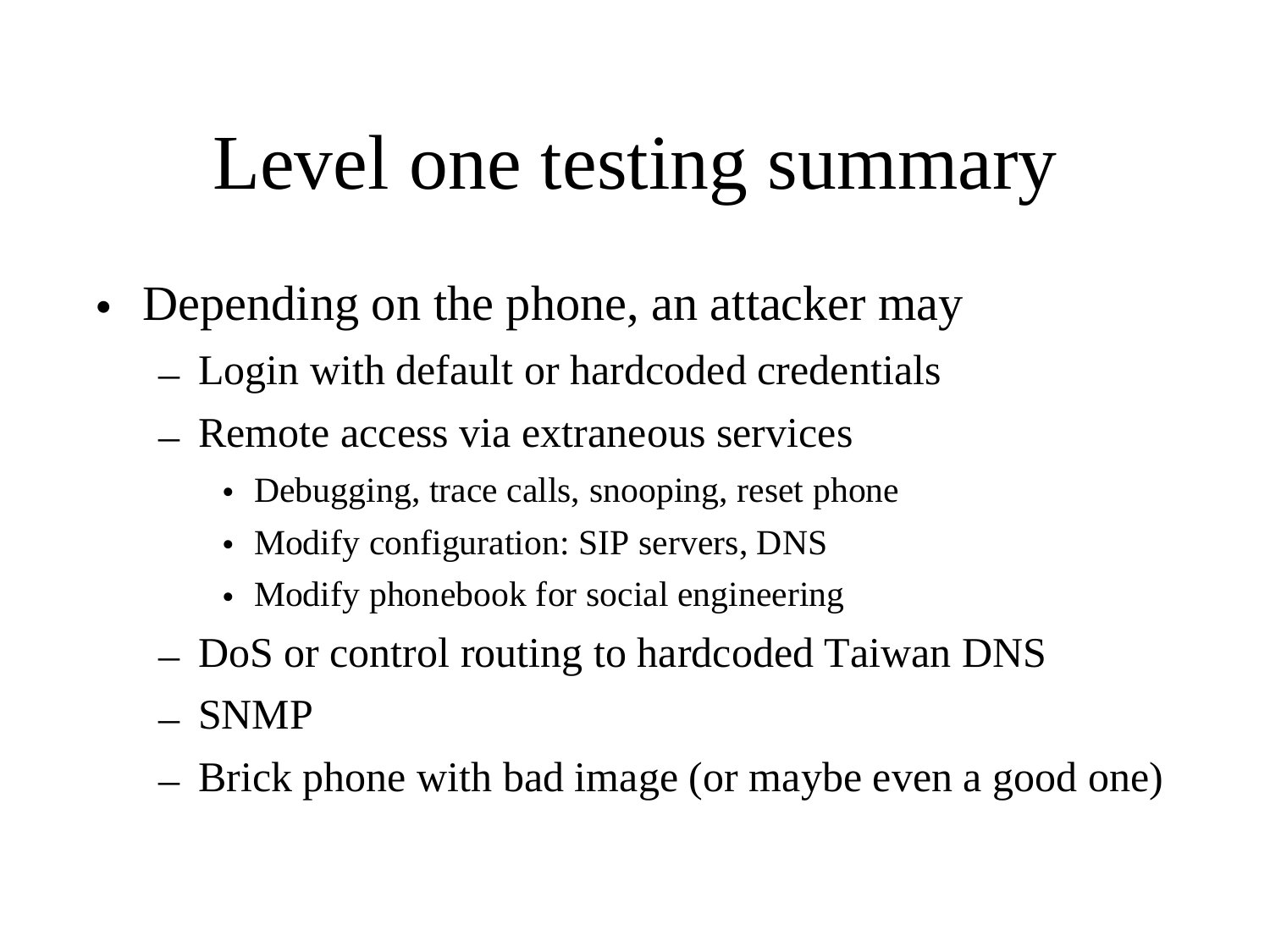# Level one testing summary

- Depending on the phone, an attacker may
  - Login with default or hardcoded credentials
  - Remote access via extraneous services
    - Debugging, trace calls, snooping, reset phone
    - Modify configuration: SIP servers, DNS
    - Modify phonebook for social engineering
  - DoS or control routing to hardcoded Taiwan DNS
  - SNMP
  - Brick phone with bad image (or maybe even a good one)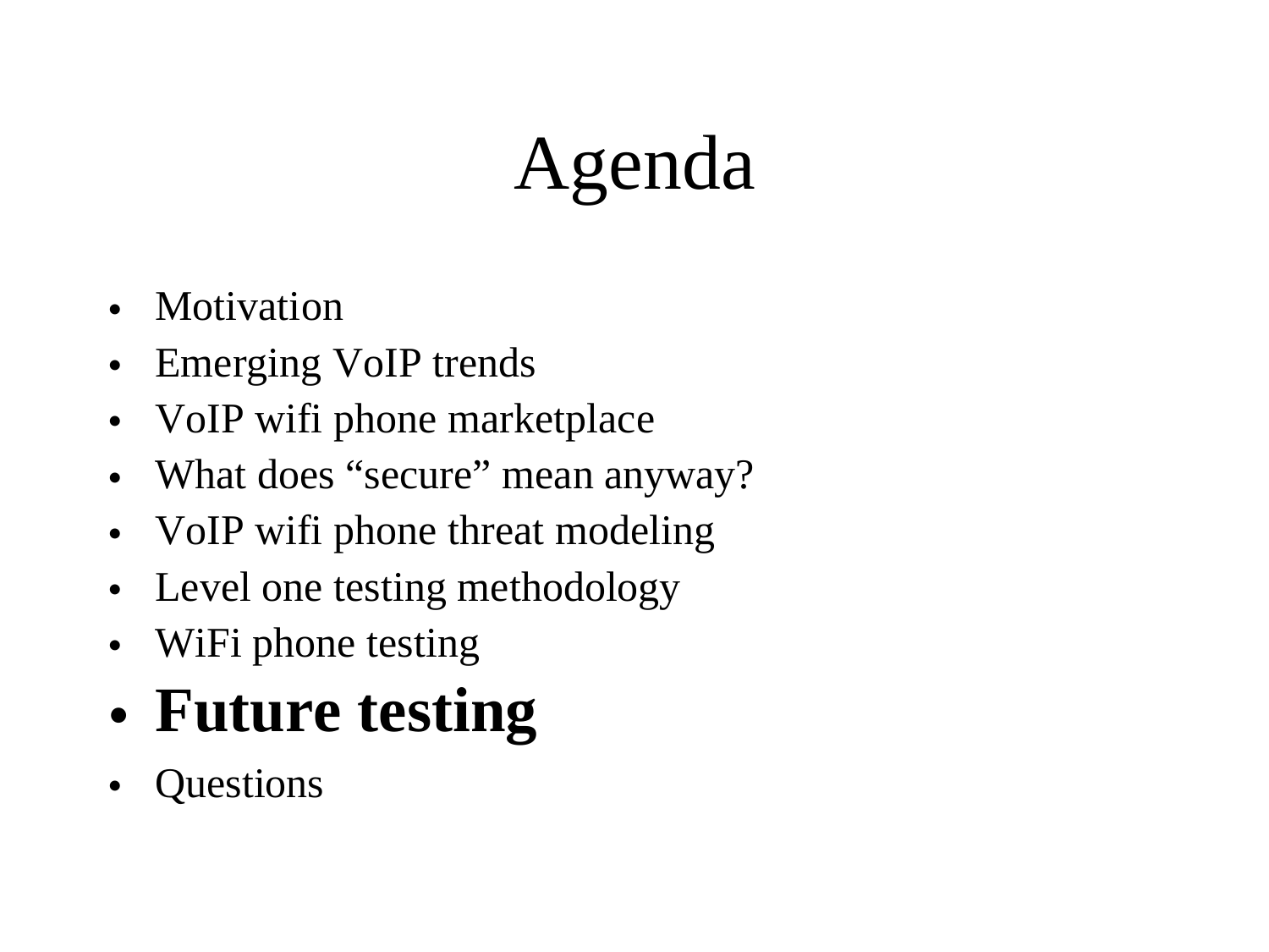# Agenda

- Motivation
- Emerging VoIP trends
- VoIP wifi phone marketplace
- What does “secure” mean anyway?
- VoIP wifi phone threat modeling
- Level one testing methodology
- WiFi phone testing
- **Future testing**
- Questions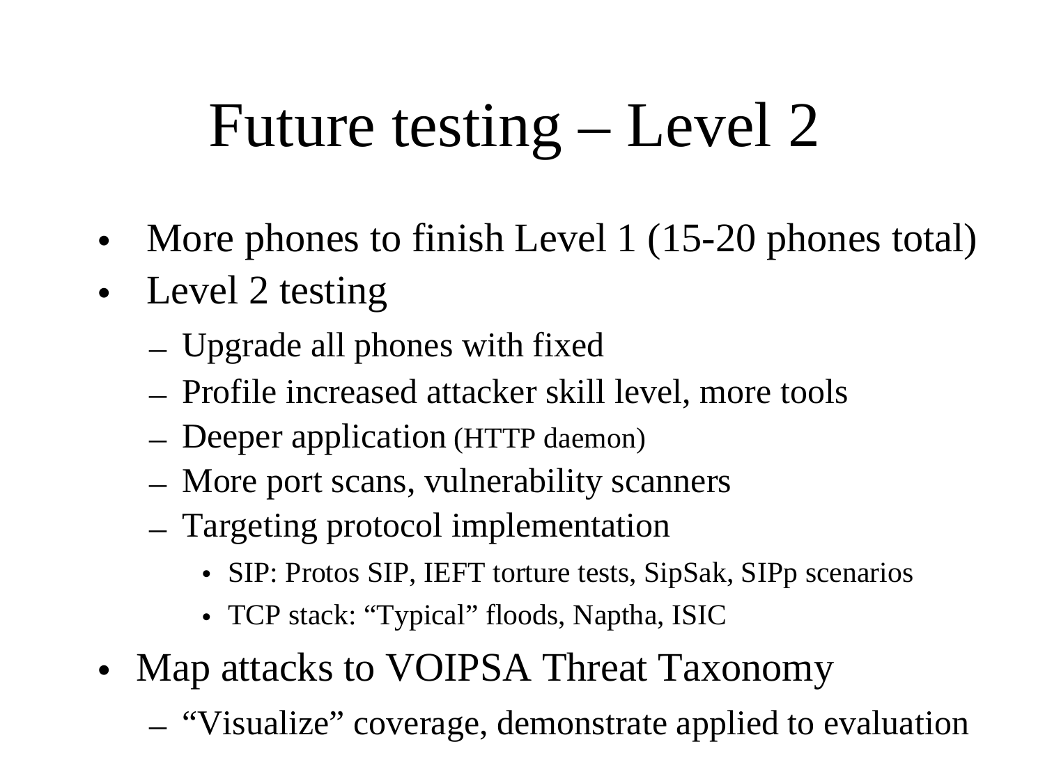# Future testing – Level 2

- More phones to finish Level 1 (15-20 phones total)
- Level 2 testing
  - Upgrade all phones with fixed
  - Profile increased attacker skill level, more tools
  - Deeper application (HTTP daemon)
  - More port scans, vulnerability scanners
  - Targeting protocol implementation
    - SIP: Protos SIP, IEFT torture tests, SipSak, SIPp scenarios
    - TCP stack: “Typical” floods, Naptha, ISIC
- Map attacks to VOIPSA Threat Taxonomy
  - “Visualize” coverage, demonstrate applied to evaluation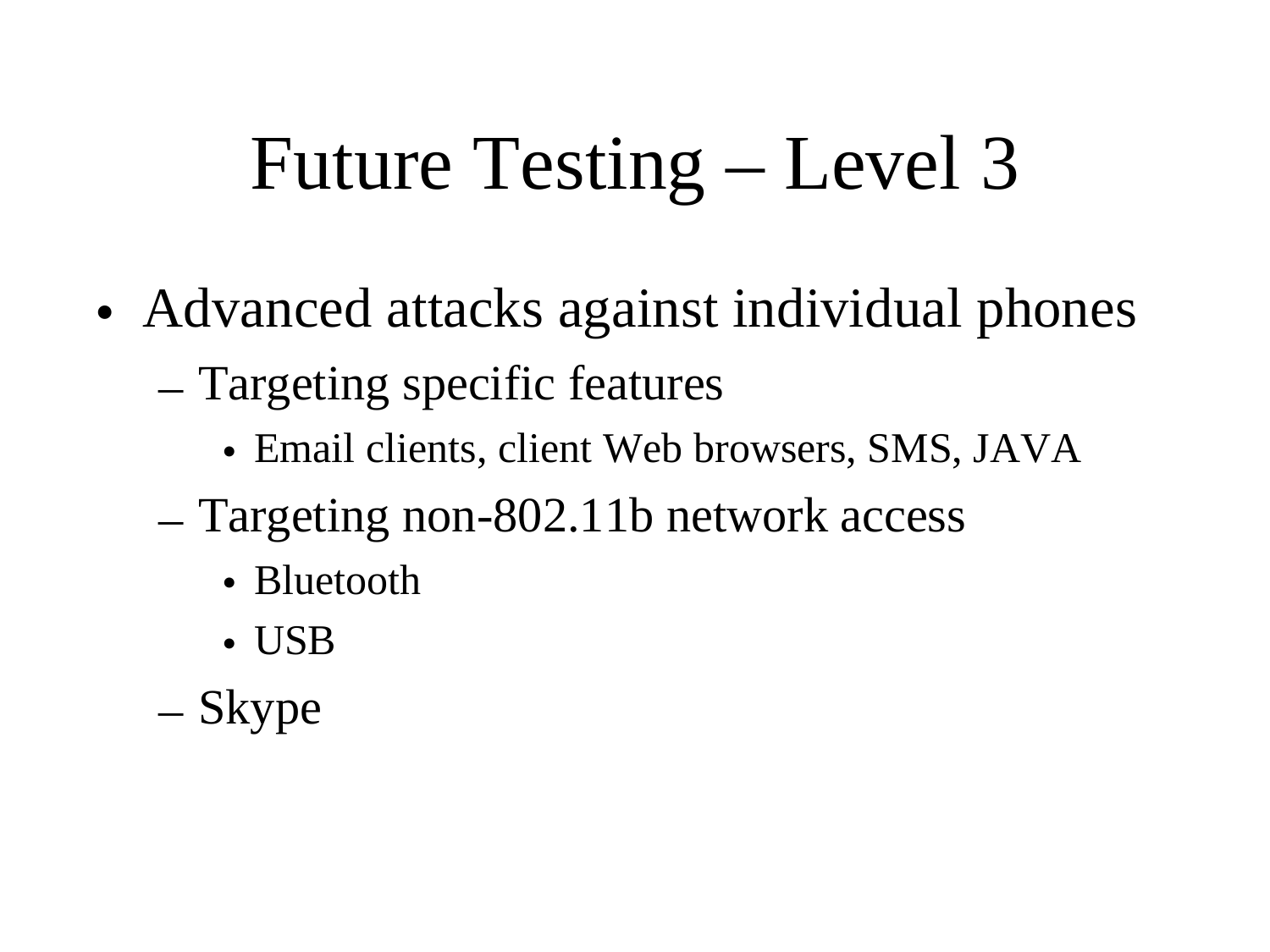# Future Testing – Level 3

- Advanced attacks against individual phones
  - Targeting specific features
    - Email clients, client Web browsers, SMS, JAVA
  - Targeting non-802.11b network access
    - Bluetooth
    - USB
  - Skype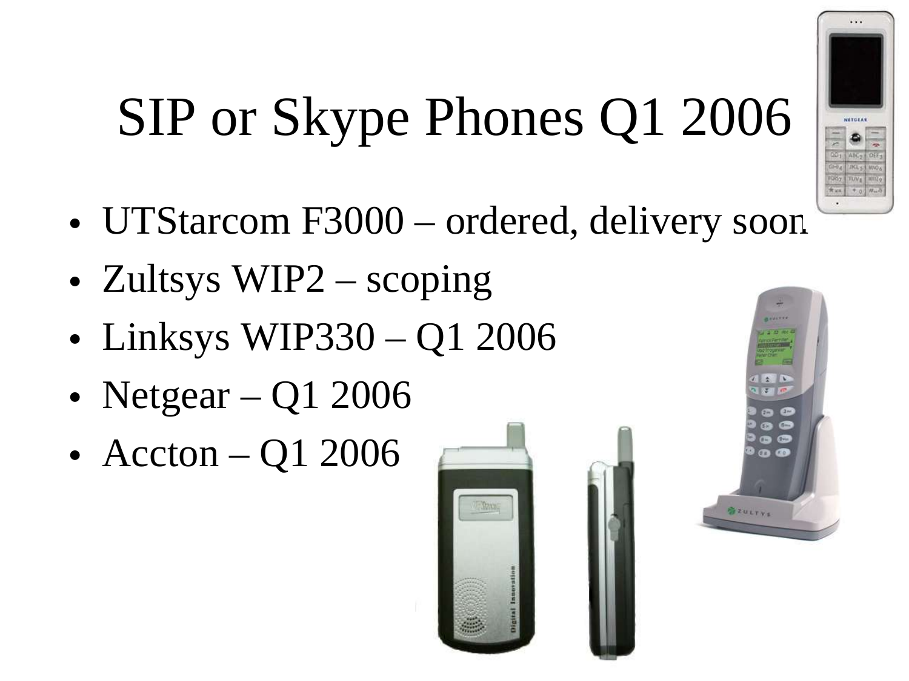# SIP or Skype Phones Q1 2006

- UTStarcom F3000 – ordered, delivery soon
- Zultsys WIP2 – scoping
- Linksys WIP330 – Q1 2006
- Netgear – Q1 2006
- Accton – Q1 2006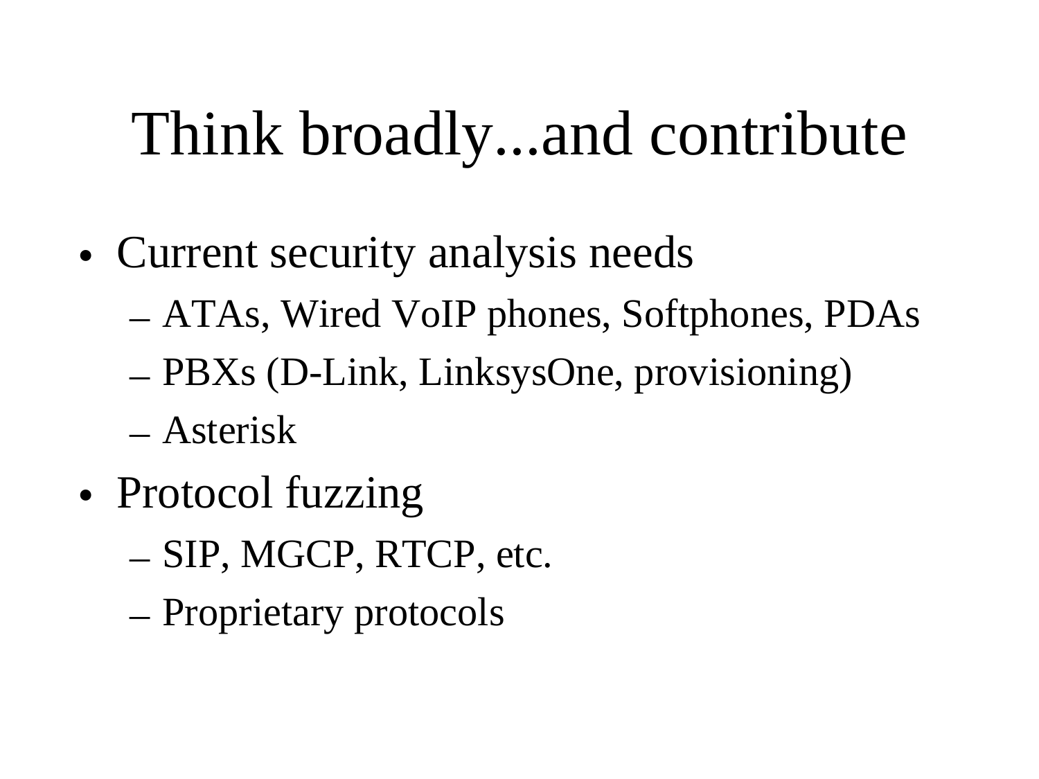# Think broadly...and contribute

- Current security analysis needs
  - ATAs, Wired VoIP phones, Softphones, PDAs
  - PBXs (D-Link, LinksysOne, provisioning)
  - Asterisk
- Protocol fuzzing
  - SIP, MGCP, RTCP, etc.
  - Proprietary protocols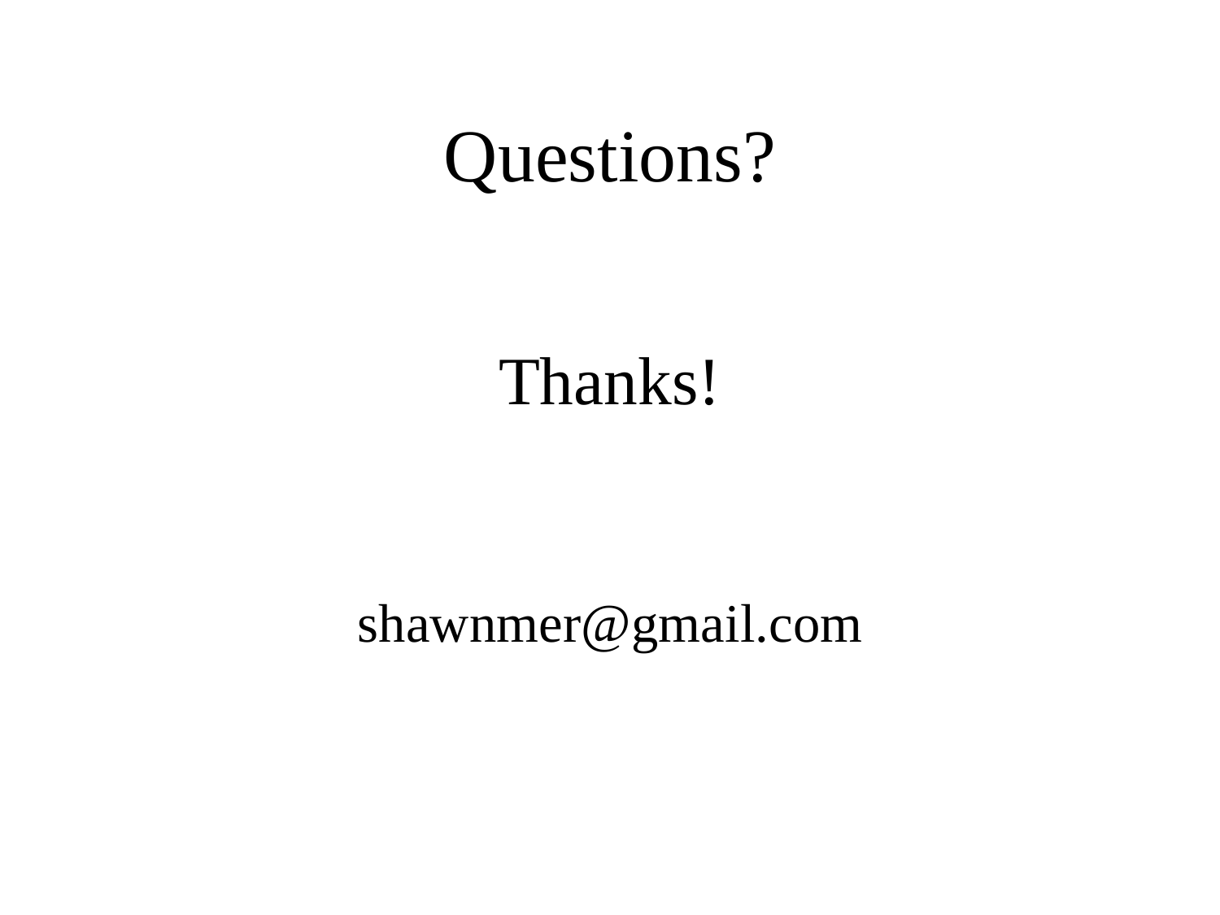# Questions?

Thanks!

shawnmer@gmail.com